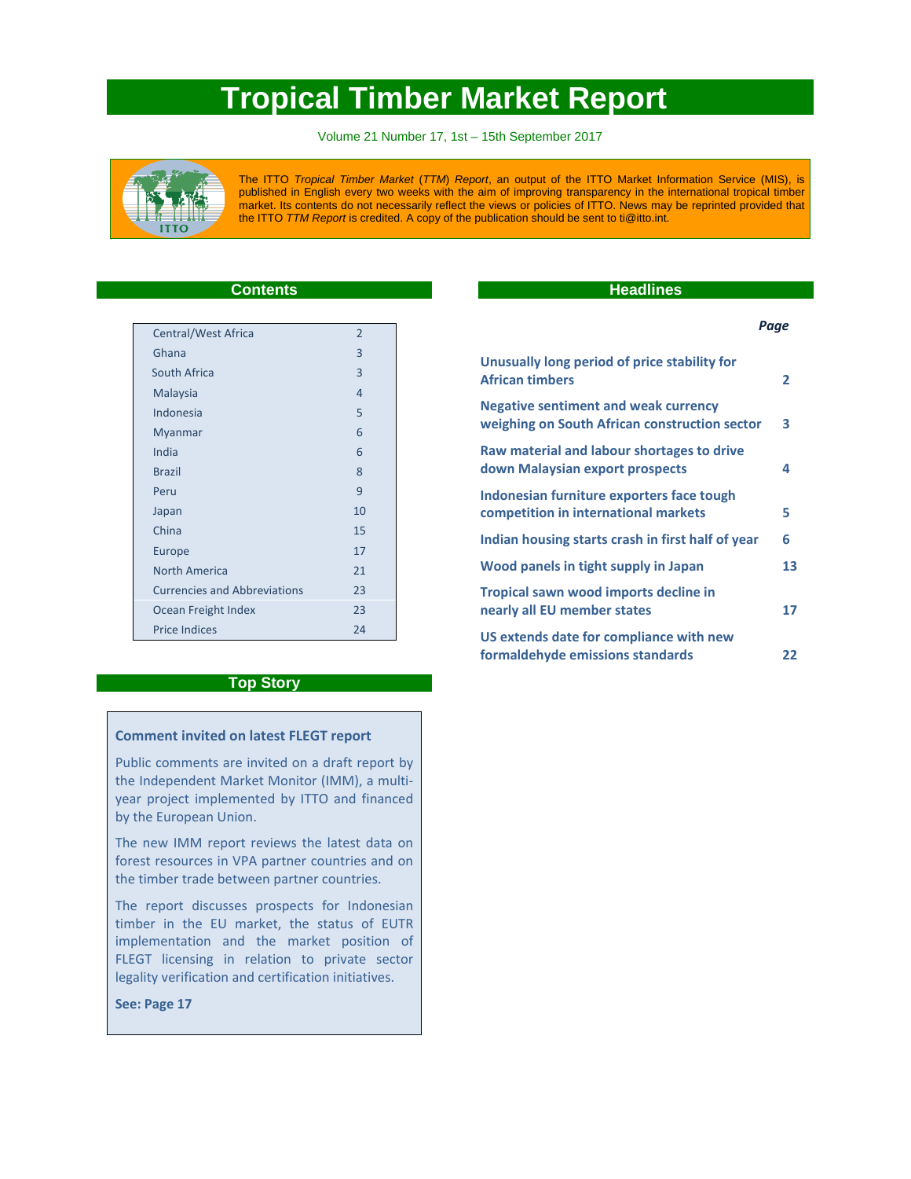# Tropical Timber Market Report

Volume 21 Number 17, 1st – 15th September 2017

The ITTO *Tropical Timber Market* (*TTM*) *Report*, an output of the ITTO Market Information Service (MIS), is published in English every two weeks with the aim of improving transparency in the international tropical timber market. Its contents do not necessarily reflect the views or policies of ITTO. News may be reprinted provided that the ITTO *TTM Report* is credited. A copy of the publication should be sent to ti@itto.int.

## Contents

| Section | Page |
|---|---|
| Central/West Africa | 2 |
| Ghana | 3 |
| South Africa | 3 |
| Malaysia | 4 |
| Indonesia | 5 |
| Myanmar | 6 |
| India | 6 |
| Brazil | 8 |
| Peru | 9 |
| Japan | 10 |
| China | 15 |
| Europe | 17 |
| North America | 21 |
| Currencies and Abbreviations | 23 |
| Ocean Freight Index | 23 |
| Price Indices | 24 |

## Top Story

**Comment invited on latest FLEGT report**

Public comments are invited on a draft report by the Independent Market Monitor (IMM), a multi-year project implemented by ITTO and financed by the European Union.

The new IMM report reviews the latest data on forest resources in VPA partner countries and on the timber trade between partner countries.

The report discusses prospects for Indonesian timber in the EU market, the status of EUTR implementation and the market position of FLEGT licensing in relation to private sector legality verification and certification initiatives.

**See: Page 17**

## Headlines

| Headline | *Page* |
|---|---|
| **Unusually long period of price stability for African timbers** | **2** |
| **Negative sentiment and weak currency weighing on South African construction sector** | **3** |
| **Raw material and labour shortages to drive down Malaysian export prospects** | **4** |
| **Indonesian furniture exporters face tough competition in international markets** | **5** |
| **Indian housing starts crash in first half of year** | **6** |
| **Wood panels in tight supply in Japan** | **13** |
| **Tropical sawn wood imports decline in nearly all EU member states** | **17** |
| **US extends date for compliance with new formaldehyde emissions standards** | **22** |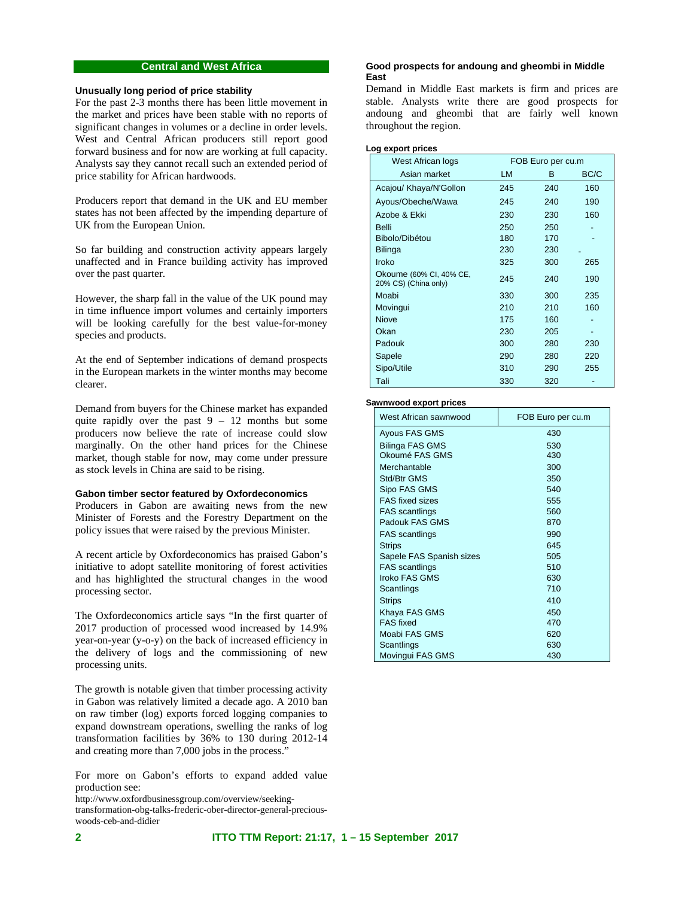## Central and West Africa

### Unusually long period of price stability

For the past 2-3 months there has been little movement in the market and prices have been stable with no reports of significant changes in volumes or a decline in order levels. West and Central African producers still report good forward business and for now are working at full capacity. Analysts say they cannot recall such an extended period of price stability for African hardwoods.

Producers report that demand in the UK and EU member states has not been affected by the impending departure of UK from the European Union.

So far building and construction activity appears largely unaffected and in France building activity has improved over the past quarter.

However, the sharp fall in the value of the UK pound may in time influence import volumes and certainly importers will be looking carefully for the best value-for-money species and products.

At the end of September indications of demand prospects in the European markets in the winter months may become clearer.

Demand from buyers for the Chinese market has expanded quite rapidly over the past 9 – 12 months but some producers now believe the rate of increase could slow marginally. On the other hand prices for the Chinese market, though stable for now, may come under pressure as stock levels in China are said to be rising.

### Gabon timber sector featured by Oxfordeconomics

Producers in Gabon are awaiting news from the new Minister of Forests and the Forestry Department on the policy issues that were raised by the previous Minister.

A recent article by Oxfordeconomics has praised Gabon's initiative to adopt satellite monitoring of forest activities and has highlighted the structural changes in the wood processing sector.

The Oxfordeconomics article says "In the first quarter of 2017 production of processed wood increased by 14.9% year-on-year (y-o-y) on the back of increased efficiency in the delivery of logs and the commissioning of new processing units.

The growth is notable given that timber processing activity in Gabon was relatively limited a decade ago. A 2010 ban on raw timber (log) exports forced logging companies to expand downstream operations, swelling the ranks of log transformation facilities by 36% to 130 during 2012-14 and creating more than 7,000 jobs in the process."

For more on Gabon's efforts to expand added value production see:
http://www.oxfordbusinessgroup.com/overview/seeking-transformation-obg-talks-frederic-ober-director-general-precious-woods-ceb-and-didier

### Good prospects for andoung and gheombi in Middle East

Demand in Middle East markets is firm and prices are stable. Analysts write there are good prospects for andoung and gheombi that are fairly well known throughout the region.

**Log export prices**

| West African logs | FOB Euro per cu.m | | |
|---|---|---|---|
| Asian market | LM | B | BC/C |
| Acajou/ Khaya/N'Gollon | 245 | 240 | 160 |
| Ayous/Obeche/Wawa | 245 | 240 | 190 |
| Azobe & Ekki | 230 | 230 | 160 |
| Belli | 250 | 250 | - |
| Bibolo/Dibétou | 180 | 170 | - |
| Bilinga | 230 | 230 | - |
| Iroko | 325 | 300 | 265 |
| Okoume (60% CI, 40% CE, 20% CS) (China only) | 245 | 240 | 190 |
| Moabi | 330 | 300 | 235 |
| Movingui | 210 | 210 | 160 |
| Niove | 175 | 160 | - |
| Okan | 230 | 205 | - |
| Padouk | 300 | 280 | 230 |
| Sapele | 290 | 280 | 220 |
| Sipo/Utile | 310 | 290 | 255 |
| Tali | 330 | 320 | - |

**Sawnwood export prices**

| West African sawnwood | FOB Euro per cu.m |
|---|---|
| Ayous FAS GMS | 430 |
| Bilinga FAS GMS | 530 |
| Okoumé FAS GMS | 430 |
| Merchantable | 300 |
| Std/Btr GMS | 350 |
| Sipo FAS GMS | 540 |
| FAS fixed sizes | 555 |
| FAS scantlings | 560 |
| Padouk FAS GMS | 870 |
| FAS scantlings | 990 |
| Strips | 645 |
| Sapele FAS Spanish sizes | 505 |
| FAS scantlings | 510 |
| Iroko FAS GMS | 630 |
| Scantlings | 710 |
| Strips | 410 |
| Khaya FAS GMS | 450 |
| FAS fixed | 470 |
| Moabi FAS GMS | 620 |
| Scantlings | 630 |
| Movingui FAS GMS | 430 |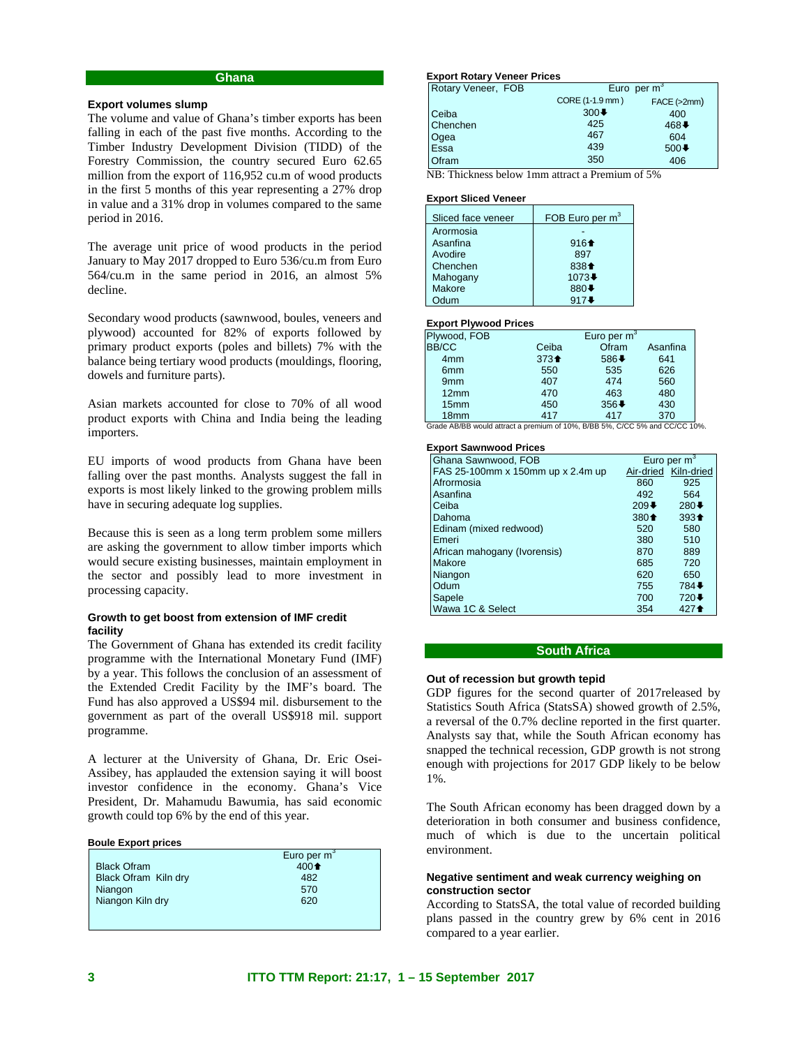## Ghana

### Export volumes slump

The volume and value of Ghana's timber exports has been falling in each of the past five months. According to the Timber Industry Development Division (TIDD) of the Forestry Commission, the country secured Euro 62.65 million from the export of 116,952 cu.m of wood products in the first 5 months of this year representing a 27% drop in value and a 31% drop in volumes compared to the same period in 2016.

The average unit price of wood products in the period January to May 2017 dropped to Euro 536/cu.m from Euro 564/cu.m in the same period in 2016, an almost 5% decline.

Secondary wood products (sawnwood, boules, veneers and plywood) accounted for 82% of exports followed by primary product exports (poles and billets) 7% with the balance being tertiary wood products (mouldings, flooring, dowels and furniture parts).

Asian markets accounted for close to 70% of all wood product exports with China and India being the leading importers.

EU imports of wood products from Ghana have been falling over the past months. Analysts suggest the fall in exports is most likely linked to the growing problem mills have in securing adequate log supplies.

Because this is seen as a long term problem some millers are asking the government to allow timber imports which would secure existing businesses, maintain employment in the sector and possibly lead to more investment in processing capacity.

### Growth to get boost from extension of IMF credit facility

The Government of Ghana has extended its credit facility programme with the International Monetary Fund (IMF) by a year. This follows the conclusion of an assessment of the Extended Credit Facility by the IMF's board. The Fund has also approved a US$94 mil. disbursement to the government as part of the overall US$918 mil. support programme.

A lecturer at the University of Ghana, Dr. Eric Osei-Assibey, has applauded the extension saying it will boost investor confidence in the economy. Ghana's Vice President, Dr. Mahamudu Bawumia, has said economic growth could top 6% by the end of this year.

**Boule Export prices**

| | Euro per m$^3$ |
|---|---|
| Black Ofram | 400⬆ |
| Black Ofram Kiln dry | 482 |
| Niangon | 570 |
| Niangon Kiln dry | 620 |

**Export Rotary Veneer Prices**

| Rotary Veneer, FOB | Euro per m$^3$ | |
|---|---|---|
| | CORE (1-1.9 mm ) | FACE (>2mm) |
| Ceiba | 300⬇ | 400 |
| Chenchen | 425 | 468⬇ |
| Ogea | 467 | 604 |
| Essa | 439 | 500⬇ |
| Ofram | 350 | 406 |

NB: Thickness below 1mm attract a Premium of 5%

**Export Sliced Veneer**

| Sliced face veneer | FOB Euro per m$^3$ |
|---|---|
| Arormosia | - |
| Asanfina | 916⬆ |
| Avodire | 897 |
| Chenchen | 838⬆ |
| Mahogany | 1073⬇ |
| Makore | 880⬇ |
| Odum | 917⬇ |

**Export Plywood Prices**

| Plywood, FOB | Euro per m$^3$ | | |
|---|---|---|---|
| BB/CC | Ceiba | Ofram | Asanfina |
| 4mm | 373⬆ | 586⬇ | 641 |
| 6mm | 550 | 535 | 626 |
| 9mm | 407 | 474 | 560 |
| 12mm | 470 | 463 | 480 |
| 15mm | 450 | 356⬇ | 430 |
| 18mm | 417 | 417 | 370 |

Grade AB/BB would attract a premium of 10%, B/BB 5%, C/CC 5% and CC/CC 10%.

**Export Sawnwood Prices**

| Ghana Sawnwood, FOB | Euro per m$^3$ | |
|---|---|---|
| FAS 25-100mm x 150mm up x 2.4m up | Air-dried | Kiln-dried |
| Afrormosia | 860 | 925 |
| Asanfina | 492 | 564 |
| Ceiba | 209⬇ | 280⬇ |
| Dahoma | 380⬆ | 393⬆ |
| Edinam (mixed redwood) | 520 | 580 |
| Emeri | 380 | 510 |
| African mahogany (Ivorensis) | 870 | 889 |
| Makore | 685 | 720 |
| Niangon | 620 | 650 |
| Odum | 755 | 784⬇ |
| Sapele | 700 | 720⬇ |
| Wawa 1C & Select | 354 | 427⬆ |

## South Africa

### Out of recession but growth tepid

GDP figures for the second quarter of 2017released by Statistics South Africa (StatsSA) showed growth of 2.5%, a reversal of the 0.7% decline reported in the first quarter. Analysts say that, while the South African economy has snapped the technical recession, GDP growth is not strong enough with projections for 2017 GDP likely to be below 1%.

The South African economy has been dragged down by a deterioration in both consumer and business confidence, much of which is due to the uncertain political environment.

### Negative sentiment and weak currency weighing on construction sector

According to StatsSA, the total value of recorded building plans passed in the country grew by 6% cent in 2016 compared to a year earlier.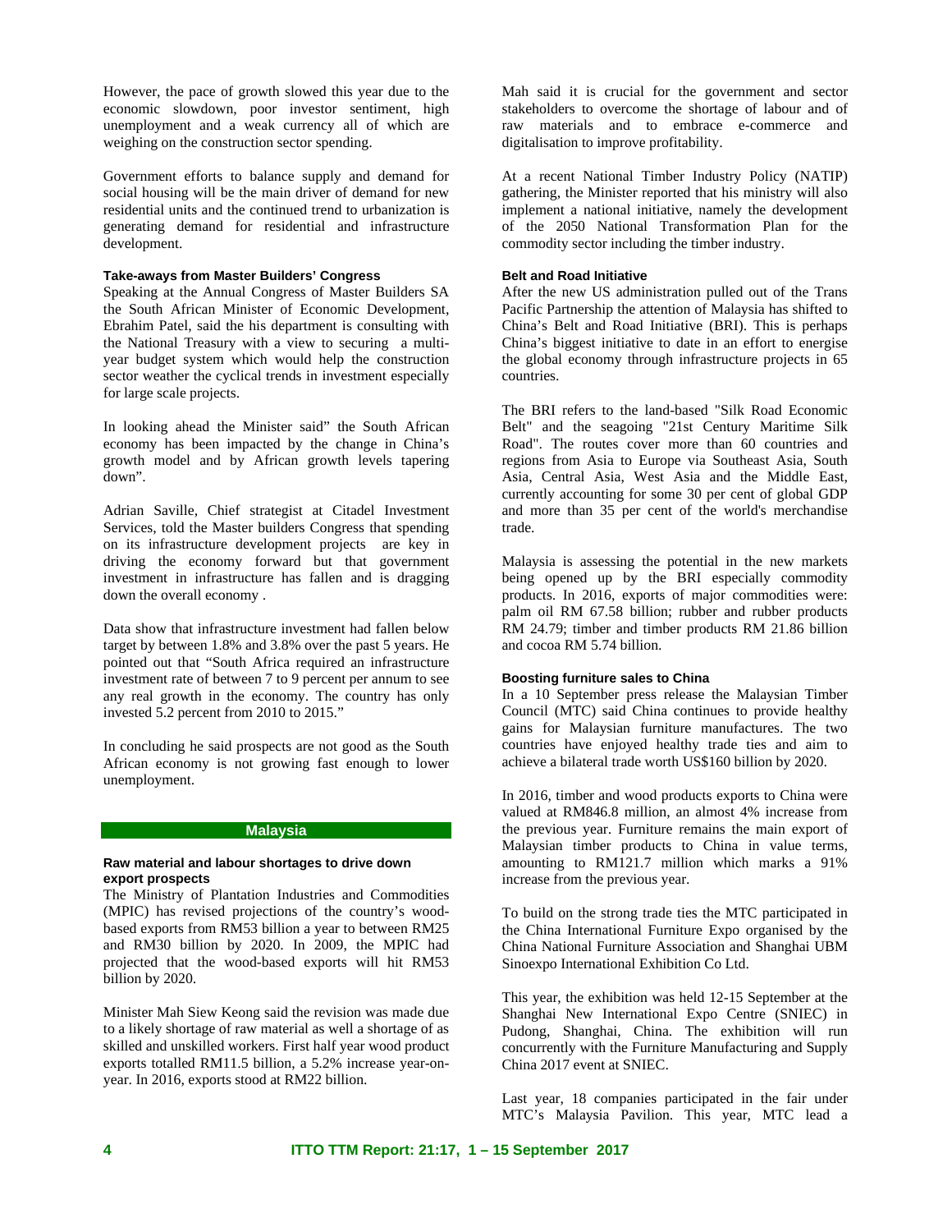However, the pace of growth slowed this year due to the economic slowdown, poor investor sentiment, high unemployment and a weak currency all of which are weighing on the construction sector spending.

Government efforts to balance supply and demand for social housing will be the main driver of demand for new residential units and the continued trend to urbanization is generating demand for residential and infrastructure development.

#### Take-aways from Master Builders' Congress

Speaking at the Annual Congress of Master Builders SA the South African Minister of Economic Development, Ebrahim Patel, said the his department is consulting with the National Treasury with a view to securing a multi-year budget system which would help the construction sector weather the cyclical trends in investment especially for large scale projects.

In looking ahead the Minister said" the South African economy has been impacted by the change in China's growth model and by African growth levels tapering down".

Adrian Saville, Chief strategist at Citadel Investment Services, told the Master builders Congress that spending on its infrastructure development projects are key in driving the economy forward but that government investment in infrastructure has fallen and is dragging down the overall economy .

Data show that infrastructure investment had fallen below target by between 1.8% and 3.8% over the past 5 years. He pointed out that "South Africa required an infrastructure investment rate of between 7 to 9 percent per annum to see any real growth in the economy. The country has only invested 5.2 percent from 2010 to 2015."

In concluding he said prospects are not good as the South African economy is not growing fast enough to lower unemployment.

## Malaysia

#### Raw material and labour shortages to drive down export prospects

The Ministry of Plantation Industries and Commodities (MPIC) has revised projections of the country's wood-based exports from RM53 billion a year to between RM25 and RM30 billion by 2020. In 2009, the MPIC had projected that the wood-based exports will hit RM53 billion by 2020.

Minister Mah Siew Keong said the revision was made due to a likely shortage of raw material as well a shortage of as skilled and unskilled workers. First half year wood product exports totalled RM11.5 billion, a 5.2% increase year-on-year. In 2016, exports stood at RM22 billion.

Mah said it is crucial for the government and sector stakeholders to overcome the shortage of labour and of raw materials and to embrace e-commerce and digitalisation to improve profitability.

At a recent National Timber Industry Policy (NATIP) gathering, the Minister reported that his ministry will also implement a national initiative, namely the development of the 2050 National Transformation Plan for the commodity sector including the timber industry.

#### Belt and Road Initiative

After the new US administration pulled out of the Trans Pacific Partnership the attention of Malaysia has shifted to China's Belt and Road Initiative (BRI). This is perhaps China's biggest initiative to date in an effort to energise the global economy through infrastructure projects in 65 countries.

The BRI refers to the land-based "Silk Road Economic Belt" and the seagoing "21st Century Maritime Silk Road". The routes cover more than 60 countries and regions from Asia to Europe via Southeast Asia, South Asia, Central Asia, West Asia and the Middle East, currently accounting for some 30 per cent of global GDP and more than 35 per cent of the world's merchandise trade.

Malaysia is assessing the potential in the new markets being opened up by the BRI especially commodity products. In 2016, exports of major commodities were: palm oil RM 67.58 billion; rubber and rubber products RM 24.79; timber and timber products RM 21.86 billion and cocoa RM 5.74 billion.

#### Boosting furniture sales to China

In a 10 September press release the Malaysian Timber Council (MTC) said China continues to provide healthy gains for Malaysian furniture manufactures. The two countries have enjoyed healthy trade ties and aim to achieve a bilateral trade worth US$160 billion by 2020.

In 2016, timber and wood products exports to China were valued at RM846.8 million, an almost 4% increase from the previous year. Furniture remains the main export of Malaysian timber products to China in value terms, amounting to RM121.7 million which marks a 91% increase from the previous year.

To build on the strong trade ties the MTC participated in the China International Furniture Expo organised by the China National Furniture Association and Shanghai UBM Sinoexpo International Exhibition Co Ltd.

This year, the exhibition was held 12-15 September at the Shanghai New International Expo Centre (SNIEC) in Pudong, Shanghai, China. The exhibition will run concurrently with the Furniture Manufacturing and Supply China 2017 event at SNIEC.

Last year, 18 companies participated in the fair under MTC's Malaysia Pavilion. This year, MTC lead a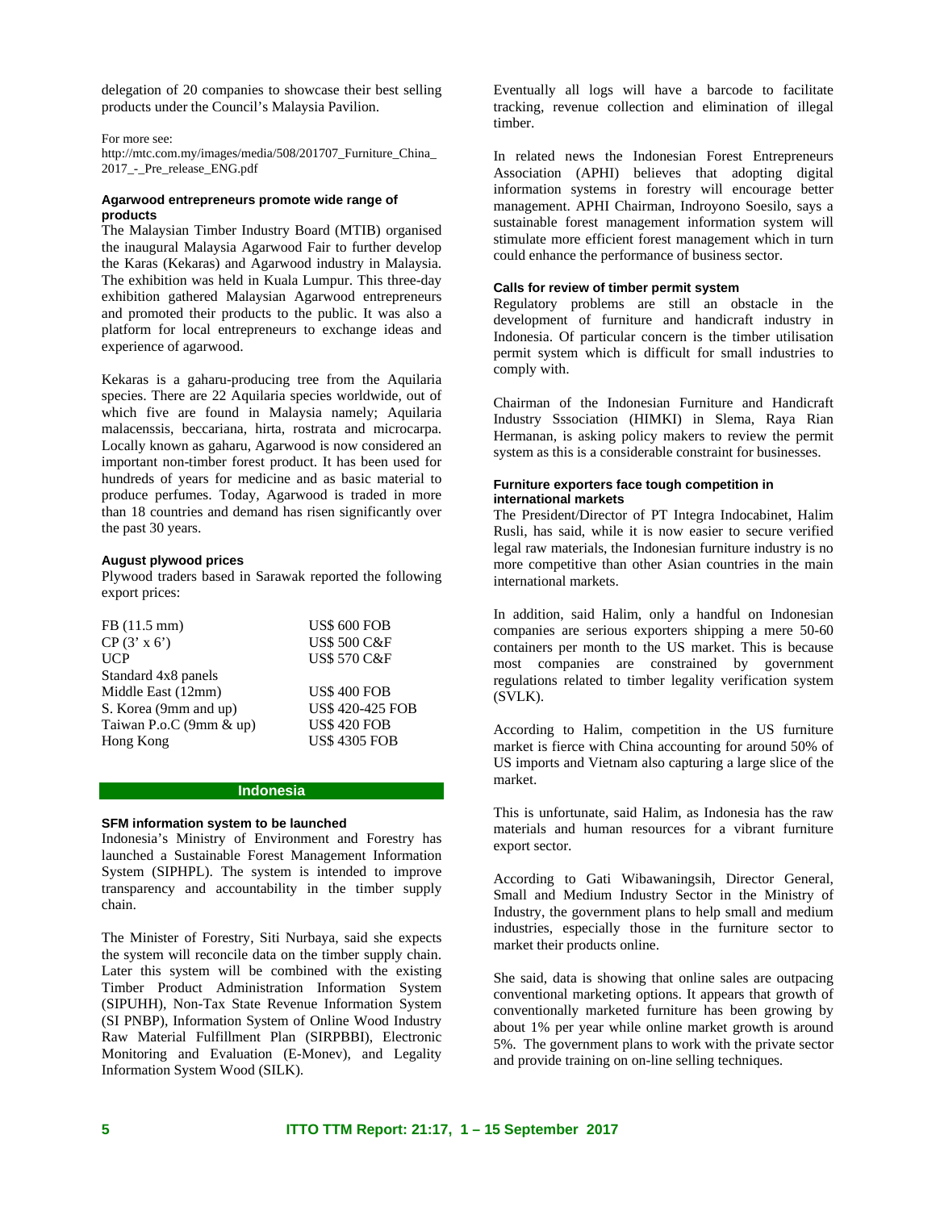delegation of 20 companies to showcase their best selling products under the Council's Malaysia Pavilion.

For more see:
http://mtc.com.my/images/media/508/201707_Furniture_China_2017_-_Pre_release_ENG.pdf

### Agarwood entrepreneurs promote wide range of products

The Malaysian Timber Industry Board (MTIB) organised the inaugural Malaysia Agarwood Fair to further develop the Karas (Kekaras) and Agarwood industry in Malaysia. The exhibition was held in Kuala Lumpur. This three-day exhibition gathered Malaysian Agarwood entrepreneurs and promoted their products to the public. It was also a platform for local entrepreneurs to exchange ideas and experience of agarwood.

Kekaras is a gaharu-producing tree from the Aquilaria species. There are 22 Aquilaria species worldwide, out of which five are found in Malaysia namely; Aquilaria malacenssis, beccariana, hirta, rostrata and microcarpa. Locally known as gaharu, Agarwood is now considered an important non-timber forest product. It has been used for hundreds of years for medicine and as basic material to produce perfumes. Today, Agarwood is traded in more than 18 countries and demand has risen significantly over the past 30 years.

### August plywood prices

Plywood traders based in Sarawak reported the following export prices:

| | |
|---|---|
| FB (11.5 mm) | US$ 600 FOB |
| CP (3' x 6') | US$ 500 C&F |
| UCP | US$ 570 C&F |
| Standard 4x8 panels | |
| Middle East (12mm) | US$ 400 FOB |
| S. Korea (9mm and up) | US$ 420-425 FOB |
| Taiwan P.o.C (9mm & up) | US$ 420 FOB |
| Hong Kong | US$ 4305 FOB |

## Indonesia

### SFM information system to be launched

Indonesia's Ministry of Environment and Forestry has launched a Sustainable Forest Management Information System (SIPHPL). The system is intended to improve transparency and accountability in the timber supply chain.

The Minister of Forestry, Siti Nurbaya, said she expects the system will reconcile data on the timber supply chain. Later this system will be combined with the existing Timber Product Administration Information System (SIPUHH), Non-Tax State Revenue Information System (SI PNBP), Information System of Online Wood Industry Raw Material Fulfillment Plan (SIRPBBI), Electronic Monitoring and Evaluation (E-Monev), and Legality Information System Wood (SILK).

Eventually all logs will have a barcode to facilitate tracking, revenue collection and elimination of illegal timber.

In related news the Indonesian Forest Entrepreneurs Association (APHI) believes that adopting digital information systems in forestry will encourage better management. APHI Chairman, Indroyono Soesilo, says a sustainable forest management information system will stimulate more efficient forest management which in turn could enhance the performance of business sector.

### Calls for review of timber permit system

Regulatory problems are still an obstacle in the development of furniture and handicraft industry in Indonesia. Of particular concern is the timber utilisation permit system which is difficult for small industries to comply with.

Chairman of the Indonesian Furniture and Handicraft Industry Sssociation (HIMKI) in Slema, Raya Rian Hermanan, is asking policy makers to review the permit system as this is a considerable constraint for businesses.

### Furniture exporters face tough competition in international markets

The President/Director of PT Integra Indocabinet, Halim Rusli, has said, while it is now easier to secure verified legal raw materials, the Indonesian furniture industry is no more competitive than other Asian countries in the main international markets.

In addition, said Halim, only a handful on Indonesian companies are serious exporters shipping a mere 50-60 containers per month to the US market. This is because most companies are constrained by government regulations related to timber legality verification system (SVLK).

According to Halim, competition in the US furniture market is fierce with China accounting for around 50% of US imports and Vietnam also capturing a large slice of the market.

This is unfortunate, said Halim, as Indonesia has the raw materials and human resources for a vibrant furniture export sector.

According to Gati Wibawaningsih, Director General, Small and Medium Industry Sector in the Ministry of Industry, the government plans to help small and medium industries, especially those in the furniture sector to market their products online.

She said, data is showing that online sales are outpacing conventional marketing options. It appears that growth of conventionally marketed furniture has been growing by about 1% per year while online market growth is around 5%. The government plans to work with the private sector and provide training on on-line selling techniques.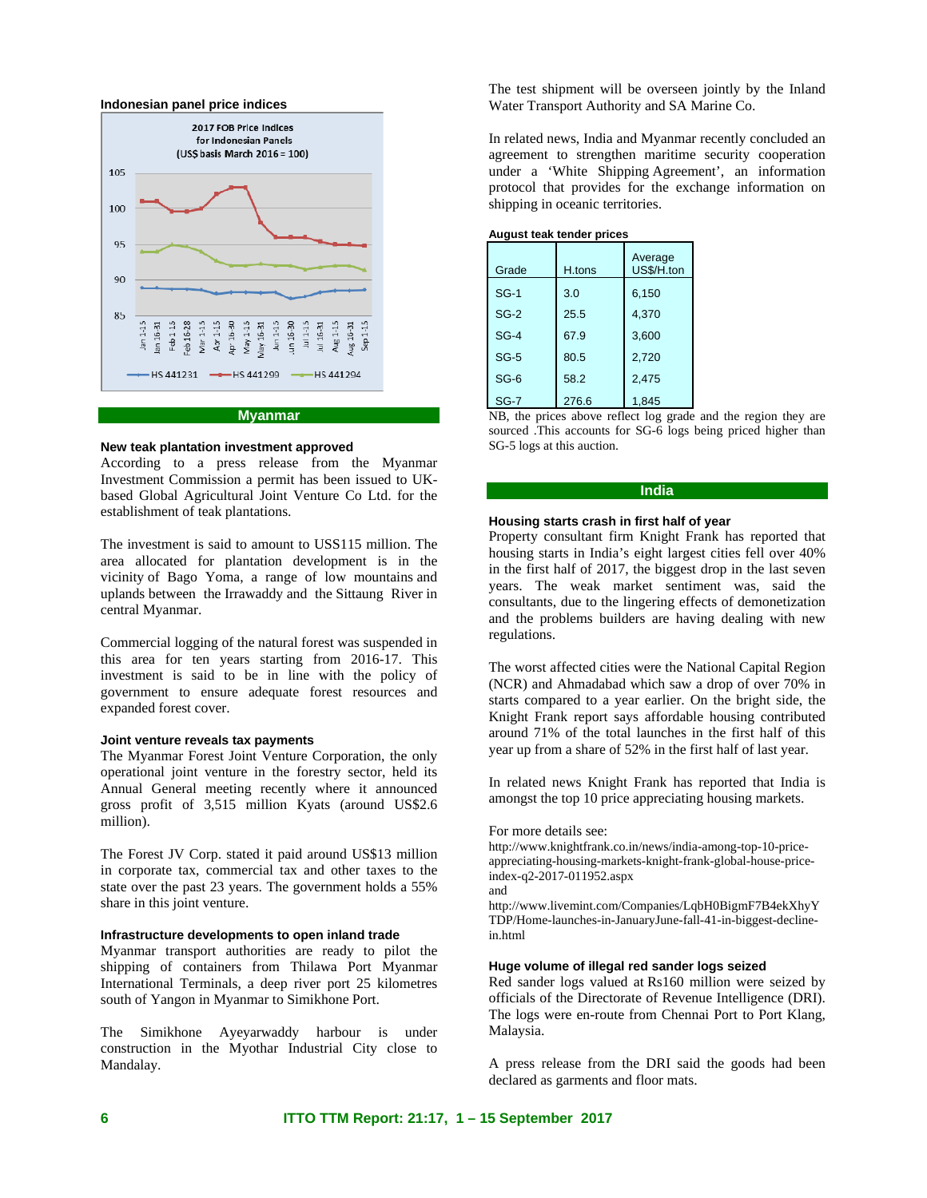**Indonesian panel price indices**

2017 FOB Price Indices for Indonesian Panels (US$ basis March 2016 = 100)

## Myanmar

### New teak plantation investment approved

According to a press release from the Myanmar Investment Commission a permit has been issued to UK-based Global Agricultural Joint Venture Co Ltd. for the establishment of teak plantations.

The investment is said to amount to USS115 million. The area allocated for plantation development is in the vicinity of Bago Yoma, a range of low mountains and uplands between the Irrawaddy and the Sittaung River in central Myanmar.

Commercial logging of the natural forest was suspended in this area for ten years starting from 2016-17. This investment is said to be in line with the policy of government to ensure adequate forest resources and expanded forest cover.

### Joint venture reveals tax payments

The Myanmar Forest Joint Venture Corporation, the only operational joint venture in the forestry sector, held its Annual General meeting recently where it announced gross profit of 3,515 million Kyats (around US$2.6 million).

The Forest JV Corp. stated it paid around US$13 million in corporate tax, commercial tax and other taxes to the state over the past 23 years. The government holds a 55% share in this joint venture.

### Infrastructure developments to open inland trade

Myanmar transport authorities are ready to pilot the shipping of containers from Thilawa Port Myanmar International Terminals, a deep river port 25 kilometres south of Yangon in Myanmar to Simikhone Port.

The Simikhone Ayeyarwaddy harbour is under construction in the Myothar Industrial City close to Mandalay.

The test shipment will be overseen jointly by the Inland Water Transport Authority and SA Marine Co.

In related news, India and Myanmar recently concluded an agreement to strengthen maritime security cooperation under a 'White Shipping Agreement', an information protocol that provides for the exchange information on shipping in oceanic territories.

**August teak tender prices**

| Grade | H.tons | Average US$/H.ton |
|---|---|---|
| SG-1 | 3.0 | 6,150 |
| SG-2 | 25.5 | 4,370 |
| SG-4 | 67.9 | 3,600 |
| SG-5 | 80.5 | 2,720 |
| SG-6 | 58.2 | 2,475 |
| SG-7 | 276.6 | 1,845 |

NB, the prices above reflect log grade and the region they are sourced .This accounts for SG-6 logs being priced higher than SG-5 logs at this auction.

## India

### Housing starts crash in first half of year

Property consultant firm Knight Frank has reported that housing starts in India's eight largest cities fell over 40% in the first half of 2017, the biggest drop in the last seven years. The weak market sentiment was, said the consultants, due to the lingering effects of demonetization and the problems builders are having dealing with new regulations.

The worst affected cities were the National Capital Region (NCR) and Ahmadabad which saw a drop of over 70% in starts compared to a year earlier. On the bright side, the Knight Frank report says affordable housing contributed around 71% of the total launches in the first half of this year up from a share of 52% in the first half of last year.

In related news Knight Frank has reported that India is amongst the top 10 price appreciating housing markets.

For more details see:
http://www.knightfrank.co.in/news/india-among-top-10-price-appreciating-housing-markets-knight-frank-global-house-price-index-q2-2017-011952.aspx
and
http://www.livemint.com/Companies/LqbH0BigmF7B4ekXhyYTDP/Home-launches-in-JanuaryJune-fall-41-in-biggest-decline-in.html

### Huge volume of illegal red sander logs seized

Red sander logs valued at Rs160 million were seized by officials of the Directorate of Revenue Intelligence (DRI). The logs were en-route from Chennai Port to Port Klang, Malaysia.

A press release from the DRI said the goods had been declared as garments and floor mats.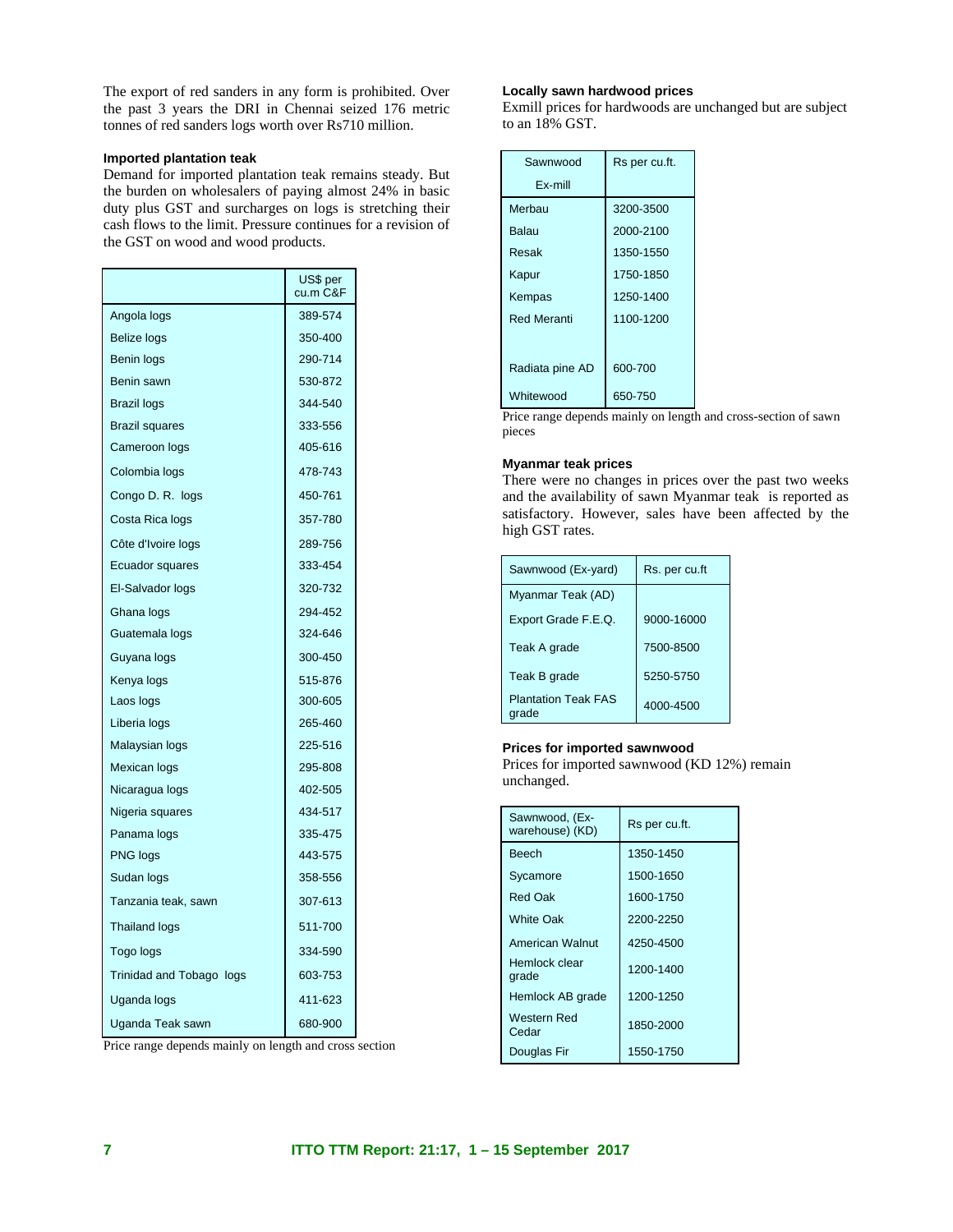The export of red sanders in any form is prohibited. Over the past 3 years the DRI in Chennai seized 176 metric tonnes of red sanders logs worth over Rs710 million.

### Imported plantation teak

Demand for imported plantation teak remains steady. But the burden on wholesalers of paying almost 24% in basic duty plus GST and surcharges on logs is stretching their cash flows to the limit. Pressure continues for a revision of the GST on wood and wood products.

| | US$ per cu.m C&F |
|---|---|
| Angola logs | 389-574 |
| Belize logs | 350-400 |
| Benin logs | 290-714 |
| Benin sawn | 530-872 |
| Brazil logs | 344-540 |
| Brazil squares | 333-556 |
| Cameroon logs | 405-616 |
| Colombia logs | 478-743 |
| Congo D. R. logs | 450-761 |
| Costa Rica logs | 357-780 |
| Côte d'Ivoire logs | 289-756 |
| Ecuador squares | 333-454 |
| El-Salvador logs | 320-732 |
| Ghana logs | 294-452 |
| Guatemala logs | 324-646 |
| Guyana logs | 300-450 |
| Kenya logs | 515-876 |
| Laos logs | 300-605 |
| Liberia logs | 265-460 |
| Malaysian logs | 225-516 |
| Mexican logs | 295-808 |
| Nicaragua logs | 402-505 |
| Nigeria squares | 434-517 |
| Panama logs | 335-475 |
| PNG logs | 443-575 |
| Sudan logs | 358-556 |
| Tanzania teak, sawn | 307-613 |
| Thailand logs | 511-700 |
| Togo logs | 334-590 |
| Trinidad and Tobago logs | 603-753 |
| Uganda logs | 411-623 |
| Uganda Teak sawn | 680-900 |

Price range depends mainly on length and cross section

### Locally sawn hardwood prices

Exmill prices for hardwoods are unchanged but are subject to an 18% GST.

| Sawnwood Ex-mill | Rs per cu.ft. |
|---|---|
| Merbau | 3200-3500 |
| Balau | 2000-2100 |
| Resak | 1350-1550 |
| Kapur | 1750-1850 |
| Kempas | 1250-1400 |
| Red Meranti | 1100-1200 |
| | |
| Radiata pine AD | 600-700 |
| Whitewood | 650-750 |

Price range depends mainly on length and cross-section of sawn pieces

### Myanmar teak prices

There were no changes in prices over the past two weeks and the availability of sawn Myanmar teak is reported as satisfactory. However, sales have been affected by the high GST rates.

| Sawnwood (Ex-yard) | Rs. per cu.ft |
|---|---|
| Myanmar Teak (AD) | |
| Export Grade F.E.Q. | 9000-16000 |
| Teak A grade | 7500-8500 |
| Teak B grade | 5250-5750 |
| Plantation Teak FAS grade | 4000-4500 |

### Prices for imported sawnwood

Prices for imported sawnwood (KD 12%) remain unchanged.

| Sawnwood, (Ex-warehouse) (KD) | Rs per cu.ft. |
|---|---|
| Beech | 1350-1450 |
| Sycamore | 1500-1650 |
| Red Oak | 1600-1750 |
| White Oak | 2200-2250 |
| American Walnut | 4250-4500 |
| Hemlock clear grade | 1200-1400 |
| Hemlock AB grade | 1200-1250 |
| Western Red Cedar | 1850-2000 |
| Douglas Fir | 1550-1750 |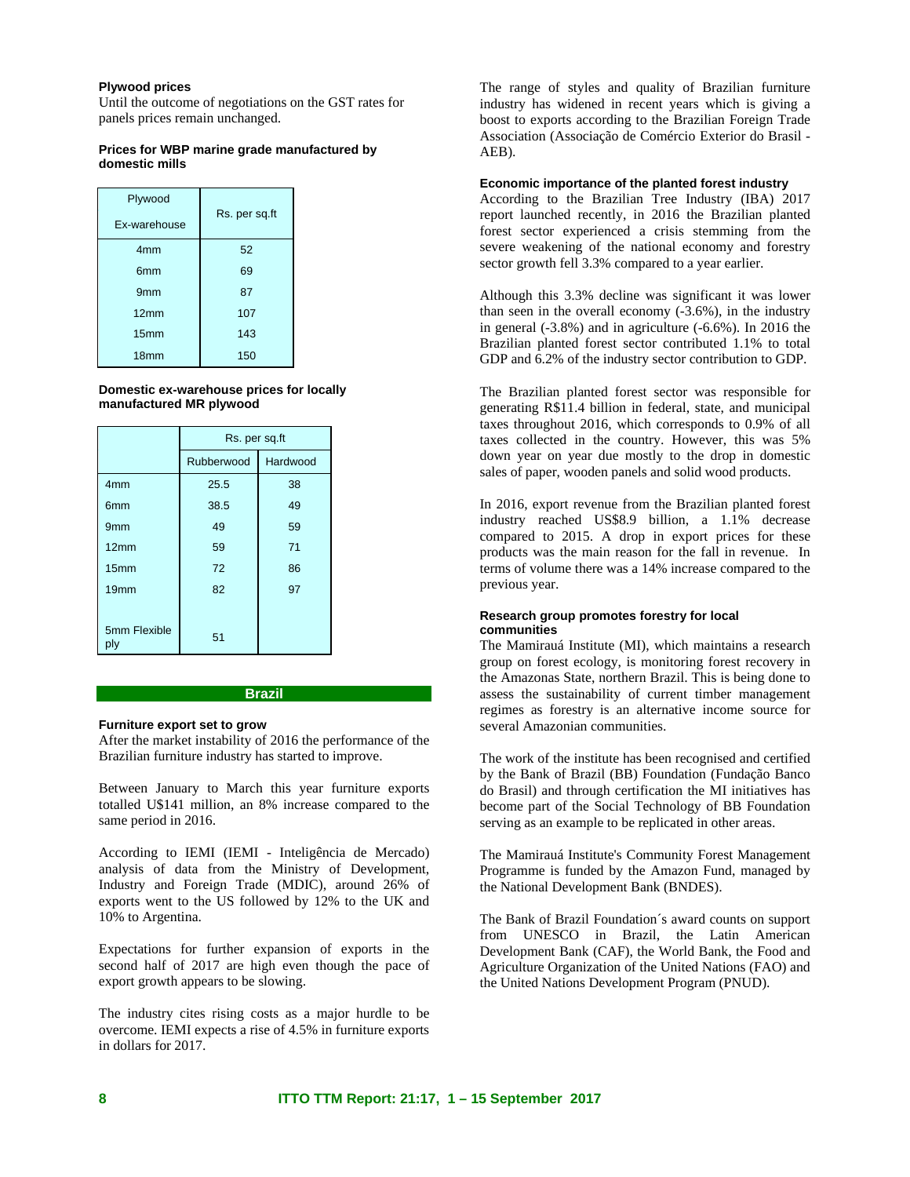**Plywood prices**

Until the outcome of negotiations on the GST rates for panels prices remain unchanged.

**Prices for WBP marine grade manufactured by domestic mills**

| Plywood Ex-warehouse | Rs. per sq.ft |
|---|---|
| 4mm | 52 |
| 6mm | 69 |
| 9mm | 87 |
| 12mm | 107 |
| 15mm | 143 |
| 18mm | 150 |

**Domestic ex-warehouse prices for locally manufactured MR plywood**

| | Rs. per sq.ft | |
|---|---|---|
| | Rubberwood | Hardwood |
| 4mm | 25.5 | 38 |
| 6mm | 38.5 | 49 |
| 9mm | 49 | 59 |
| 12mm | 59 | 71 |
| 15mm | 72 | 86 |
| 19mm | 82 | 97 |
| 5mm Flexible ply | 51 | |

## Brazil

**Furniture export set to grow**

After the market instability of 2016 the performance of the Brazilian furniture industry has started to improve.

Between January to March this year furniture exports totalled U$141 million, an 8% increase compared to the same period in 2016.

According to IEMI (IEMI - Inteligência de Mercado) analysis of data from the Ministry of Development, Industry and Foreign Trade (MDIC), around 26% of exports went to the US followed by 12% to the UK and 10% to Argentina.

Expectations for further expansion of exports in the second half of 2017 are high even though the pace of export growth appears to be slowing.

The industry cites rising costs as a major hurdle to be overcome. IEMI expects a rise of 4.5% in furniture exports in dollars for 2017.

The range of styles and quality of Brazilian furniture industry has widened in recent years which is giving a boost to exports according to the Brazilian Foreign Trade Association (Associação de Comércio Exterior do Brasil - AEB).

**Economic importance of the planted forest industry**

According to the Brazilian Tree Industry (IBA) 2017 report launched recently, in 2016 the Brazilian planted forest sector experienced a crisis stemming from the severe weakening of the national economy and forestry sector growth fell 3.3% compared to a year earlier.

Although this 3.3% decline was significant it was lower than seen in the overall economy (-3.6%), in the industry in general (-3.8%) and in agriculture (-6.6%). In 2016 the Brazilian planted forest sector contributed 1.1% to total GDP and 6.2% of the industry sector contribution to GDP.

The Brazilian planted forest sector was responsible for generating R$11.4 billion in federal, state, and municipal taxes throughout 2016, which corresponds to 0.9% of all taxes collected in the country. However, this was 5% down year on year due mostly to the drop in domestic sales of paper, wooden panels and solid wood products.

In 2016, export revenue from the Brazilian planted forest industry reached US$8.9 billion, a 1.1% decrease compared to 2015. A drop in export prices for these products was the main reason for the fall in revenue. In terms of volume there was a 14% increase compared to the previous year.

**Research group promotes forestry for local communities**

The Mamirauá Institute (MI), which maintains a research group on forest ecology, is monitoring forest recovery in the Amazonas State, northern Brazil. This is being done to assess the sustainability of current timber management regimes as forestry is an alternative income source for several Amazonian communities.

The work of the institute has been recognised and certified by the Bank of Brazil (BB) Foundation (Fundação Banco do Brasil) and through certification the MI initiatives has become part of the Social Technology of BB Foundation serving as an example to be replicated in other areas.

The Mamirauá Institute's Community Forest Management Programme is funded by the Amazon Fund, managed by the National Development Bank (BNDES).

The Bank of Brazil Foundation´s award counts on support from UNESCO in Brazil, the Latin American Development Bank (CAF), the World Bank, the Food and Agriculture Organization of the United Nations (FAO) and the United Nations Development Program (PNUD).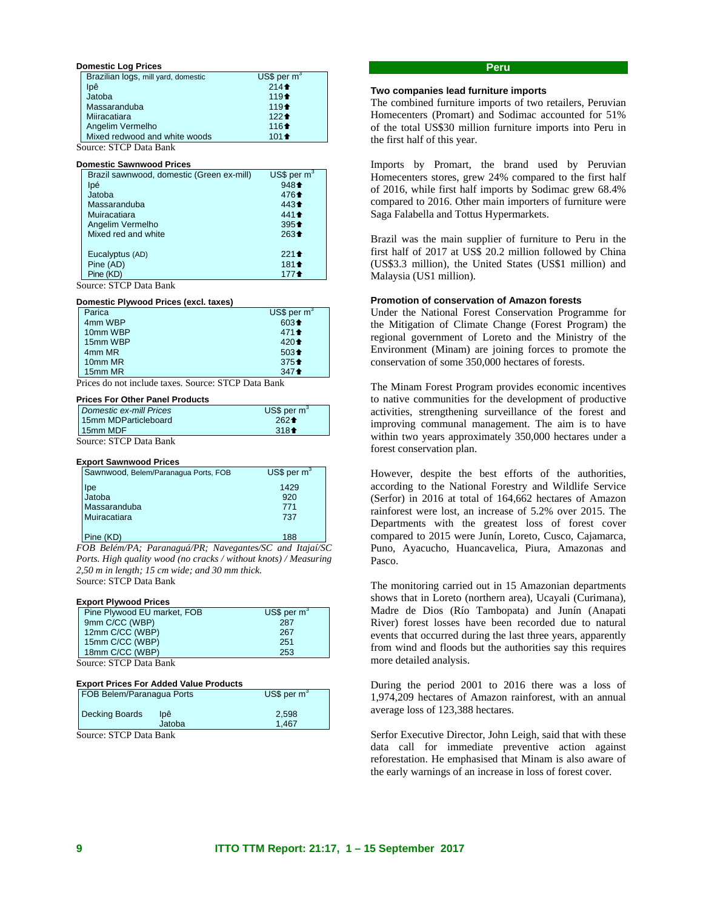#### Domestic Log Prices

| Brazilian logs, mill yard, domestic | US$ per $m^3$ |
|---|---|
| Ipê | 214⬆ |
| Jatoba | 119⬆ |
| Massaranduba | 119⬆ |
| Miiracatiara | 122⬆ |
| Angelim Vermelho | 116⬆ |
| Mixed redwood and white woods | 101⬆ |

Source: STCP Data Bank

#### Domestic Sawnwood Prices

| Brazil sawnwood, domestic (Green ex-mill) | US$ per $m^3$ |
|---|---|
| Ipé | 948⬆ |
| Jatoba | 476⬆ |
| Massaranduba | 443⬆ |
| Muiracatiara | 441⬆ |
| Angelim Vermelho | 395⬆ |
| Mixed red and white | 263⬆ |
| Eucalyptus (AD) | 221⬆ |
| Pine (AD) | 181⬆ |
| Pine (KD) | 177⬆ |

Source: STCP Data Bank

#### Domestic Plywood Prices (excl. taxes)

| Parica | US$ per $m^3$ |
|---|---|
| 4mm WBP | 603⬆ |
| 10mm WBP | 471⬆ |
| 15mm WBP | 420⬆ |
| 4mm MR | 503⬆ |
| 10mm MR | 375⬆ |
| 15mm MR | 347⬆ |

Prices do not include taxes. Source: STCP Data Bank

#### Prices For Other Panel Products

| *Domestic ex-mill Prices* | US$ per $m^3$ |
|---|---|
| 15mm MDParticleboard | 262⬆ |
| 15mm MDF | 318⬆ |

Source: STCP Data Bank

#### Export Sawnwood Prices

| Sawnwood, Belem/Paranagua Ports, FOB | US$ per $m^3$ |
|---|---|
| Ipe | 1429 |
| Jatoba | 920 |
| Massaranduba | 771 |
| Muiracatiara | 737 |
| Pine (KD) | 188 |

*FOB Belém/PA; Paranaguá/PR; Navegantes/SC and Itajaí/SC Ports. High quality wood (no cracks / without knots) / Measuring 2,50 m in length; 15 cm wide; and 30 mm thick.*
Source: STCP Data Bank

#### Export Plywood Prices

| Pine Plywood EU market, FOB | US$ per $m^3$ |
|---|---|
| 9mm C/CC (WBP) | 287 |
| 12mm C/CC (WBP) | 267 |
| 15mm C/CC (WBP) | 251 |
| 18mm C/CC (WBP) | 253 |

Source: STCP Data Bank

#### Export Prices For Added Value Products

| FOB Belem/Paranagua Ports | | US$ per $m^3$ |
|---|---|---|
| Decking Boards | Ipê | 2,598 |
| | Jatoba | 1,467 |

Source: STCP Data Bank

## Peru

#### Two companies lead furniture imports

The combined furniture imports of two retailers, Peruvian Homecenters (Promart) and Sodimac accounted for 51% of the total US$30 million furniture imports into Peru in the first half of this year.

Imports by Promart, the brand used by Peruvian Homecenters stores, grew 24% compared to the first half of 2016, while first half imports by Sodimac grew 68.4% compared to 2016. Other main importers of furniture were Saga Falabella and Tottus Hypermarkets.

Brazil was the main supplier of furniture to Peru in the first half of 2017 at US$ 20.2 million followed by China (US$3.3 million), the United States (US$1 million) and Malaysia (US1 million).

#### Promotion of conservation of Amazon forests

Under the National Forest Conservation Programme for the Mitigation of Climate Change (Forest Program) the regional government of Loreto and the Ministry of the Environment (Minam) are joining forces to promote the conservation of some 350,000 hectares of forests.

The Minam Forest Program provides economic incentives to native communities for the development of productive activities, strengthening surveillance of the forest and improving communal management. The aim is to have within two years approximately 350,000 hectares under a forest conservation plan.

However, despite the best efforts of the authorities, according to the National Forestry and Wildlife Service (Serfor) in 2016 at total of 164,662 hectares of Amazon rainforest were lost, an increase of 5.2% over 2015. The Departments with the greatest loss of forest cover compared to 2015 were Junín, Loreto, Cusco, Cajamarca, Puno, Ayacucho, Huancavelica, Piura, Amazonas and Pasco.

The monitoring carried out in 15 Amazonian departments shows that in Loreto (northern area), Ucayali (Curimana), Madre de Dios (Río Tambopata) and Junín (Anapati River) forest losses have been recorded due to natural events that occurred during the last three years, apparently from wind and floods but the authorities say this requires more detailed analysis.

During the period 2001 to 2016 there was a loss of 1,974,209 hectares of Amazon rainforest, with an annual average loss of 123,388 hectares.

Serfor Executive Director, John Leigh, said that with these data call for immediate preventive action against reforestation. He emphasised that Minam is also aware of the early warnings of an increase in loss of forest cover.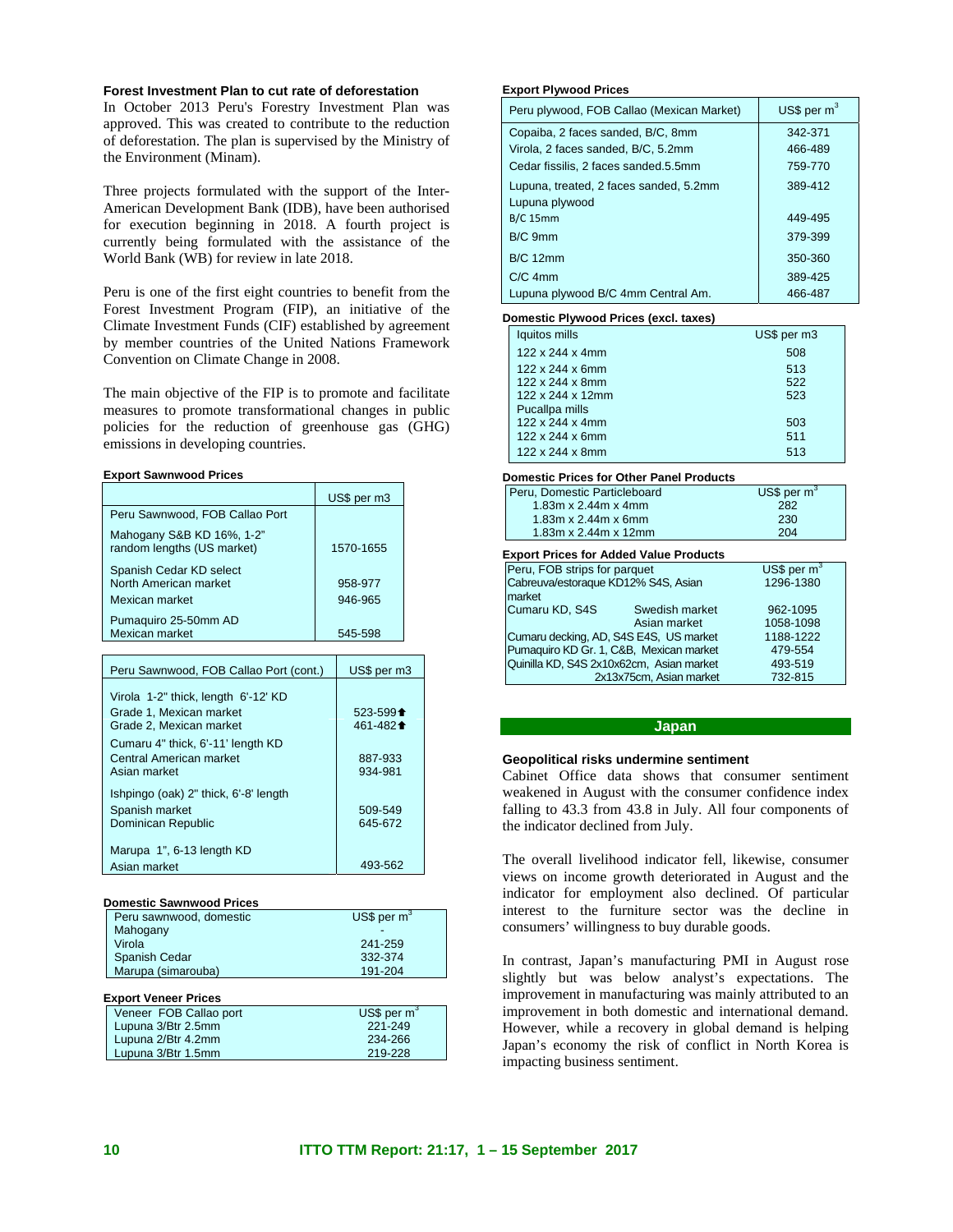### Forest Investment Plan to cut rate of deforestation

In October 2013 Peru's Forestry Investment Plan was approved. This was created to contribute to the reduction of deforestation. The plan is supervised by the Ministry of the Environment (Minam).

Three projects formulated with the support of the Inter-American Development Bank (IDB), have been authorised for execution beginning in 2018. A fourth project is currently being formulated with the assistance of the World Bank (WB) for review in late 2018.

Peru is one of the first eight countries to benefit from the Forest Investment Program (FIP), an initiative of the Climate Investment Funds (CIF) established by agreement by member countries of the United Nations Framework Convention on Climate Change in 2008.

The main objective of the FIP is to promote and facilitate measures to promote transformational changes in public policies for the reduction of greenhouse gas (GHG) emissions in developing countries.

**Export Sawnwood Prices**

| | US$ per m3 |
|---|---|
| Peru Sawnwood, FOB Callao Port | |
| Mahogany S&B KD 16%, 1-2" random lengths (US market) | 1570-1655 |
| Spanish Cedar KD select | |
| North American market | 958-977 |
| Mexican market | 946-965 |
| Pumaquiro 25-50mm AD | |
| Mexican market | 545-598 |

| Peru Sawnwood, FOB Callao Port (cont.) | US$ per m3 |
|---|---|
| Virola 1-2" thick, length 6'-12' KD | |
| Grade 1, Mexican market | 523-599⬆ |
| Grade 2, Mexican market | 461-482⬆ |
| Cumaru 4" thick, 6'-11' length KD | |
| Central American market | 887-933 |
| Asian market | 934-981 |
| Ishpingo (oak) 2" thick, 6'-8' length | |
| Spanish market | 509-549 |
| Dominican Republic | 645-672 |
| Marupa 1", 6-13 length KD | |
| Asian market | 493-562 |

**Domestic Sawnwood Prices**

| Peru sawnwood, domestic | US$ per m$^3$ |
|---|---|
| Mahogany | - |
| Virola | 241-259 |
| Spanish Cedar | 332-374 |
| Marupa (simarouba) | 191-204 |

**Export Veneer Prices**

| Veneer FOB Callao port | US$ per m$^3$ |
|---|---|
| Lupuna 3/Btr 2.5mm | 221-249 |
| Lupuna 2/Btr 4.2mm | 234-266 |
| Lupuna 3/Btr 1.5mm | 219-228 |

**Export Plywood Prices**

| Peru plywood, FOB Callao (Mexican Market) | US$ per m$^3$ |
|---|---|
| Copaiba, 2 faces sanded, B/C, 8mm | 342-371 |
| Virola, 2 faces sanded, B/C, 5.2mm | 466-489 |
| Cedar fissilis, 2 faces sanded.5.5mm | 759-770 |
| Lupuna, treated, 2 faces sanded, 5.2mm | 389-412 |
| Lupuna plywood | |
| B/C 15mm | 449-495 |
| B/C 9mm | 379-399 |
| B/C 12mm | 350-360 |
| C/C 4mm | 389-425 |
| Lupuna plywood B/C 4mm Central Am. | 466-487 |

**Domestic Plywood Prices (excl. taxes)**

| Iquitos mills | US$ per m3 |
|---|---|
| 122 x 244 x 4mm | 508 |
| 122 x 244 x 6mm | 513 |
| 122 x 244 x 8mm | 522 |
| 122 x 244 x 12mm | 523 |
| Pucallpa mills | |
| 122 x 244 x 4mm | 503 |
| 122 x 244 x 6mm | 511 |
| 122 x 244 x 8mm | 513 |

**Domestic Prices for Other Panel Products**

| Peru, Domestic Particleboard | US$ per m$^3$ |
|---|---|
| 1.83m x 2.44m x 4mm | 282 |
| 1.83m x 2.44m x 6mm | 230 |
| 1.83m x 2.44m x 12mm | 204 |

**Export Prices for Added Value Products**

| Peru, FOB strips for parquet | | US$ per m$^3$ |
|---|---|---|
| Cabreuva/estoraque KD12% S4S, Asian market | | 1296-1380 |
| Cumaru KD, S4S | Swedish market | 962-1095 |
| | Asian market | 1058-1098 |
| Cumaru decking, AD, S4S E4S, US market | | 1188-1222 |
| Pumaquiro KD Gr. 1, C&B, Mexican market | | 479-554 |
| Quinilla KD, S4S 2x10x62cm, Asian market | | 493-519 |
| | 2x13x75cm, Asian market | 732-815 |

## Japan

### Geopolitical risks undermine sentiment

Cabinet Office data shows that consumer sentiment weakened in August with the consumer confidence index falling to 43.3 from 43.8 in July. All four components of the indicator declined from July.

The overall livelihood indicator fell, likewise, consumer views on income growth deteriorated in August and the indicator for employment also declined. Of particular interest to the furniture sector was the decline in consumers' willingness to buy durable goods.

In contrast, Japan's manufacturing PMI in August rose slightly but was below analyst's expectations. The improvement in manufacturing was mainly attributed to an improvement in both domestic and international demand. However, while a recovery in global demand is helping Japan's economy the risk of conflict in North Korea is impacting business sentiment.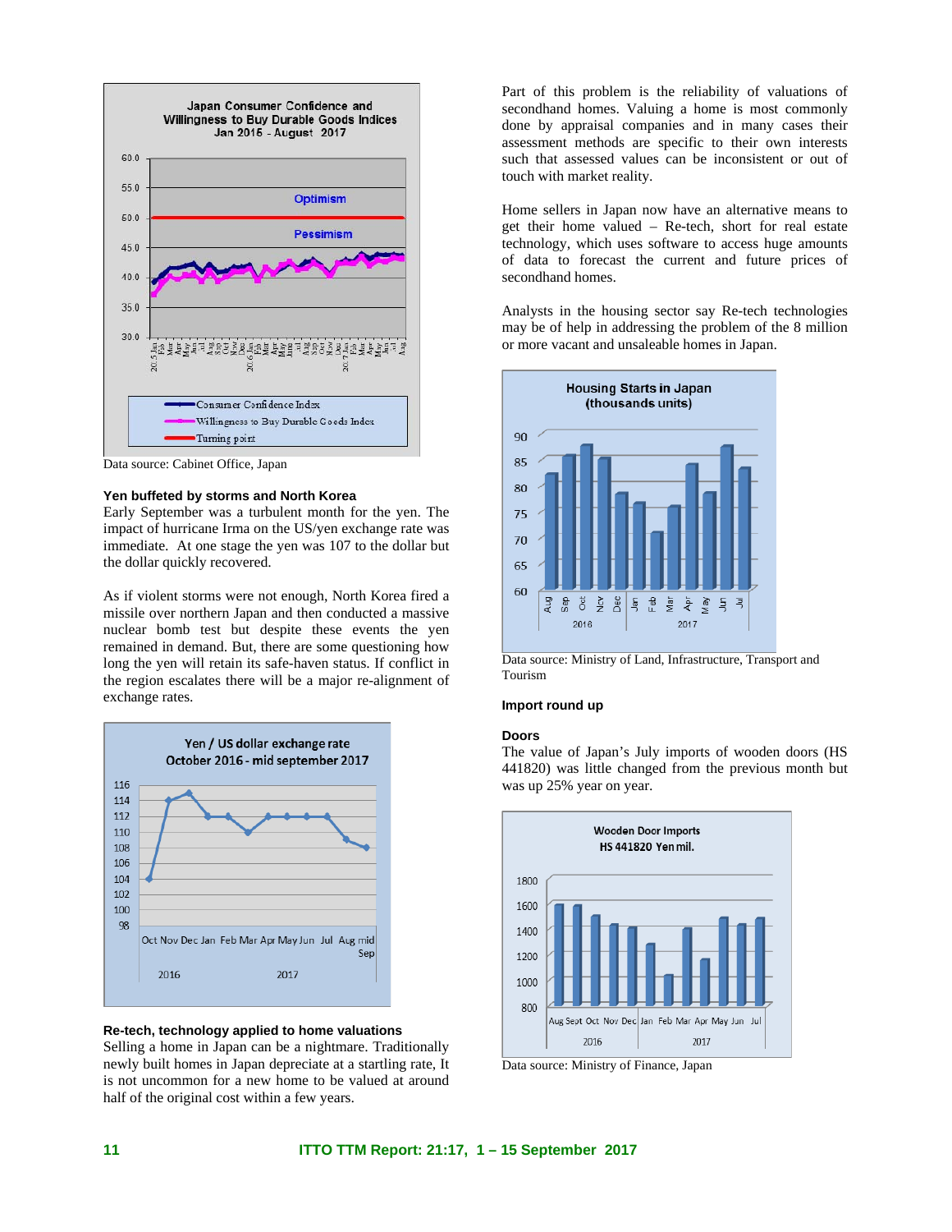Data source: Cabinet Office, Japan

**Yen buffeted by storms and North Korea**

Early September was a turbulent month for the yen. The impact of hurricane Irma on the US/yen exchange rate was immediate. At one stage the yen was 107 to the dollar but the dollar quickly recovered.

As if violent storms were not enough, North Korea fired a missile over northern Japan and then conducted a massive nuclear bomb test but despite these events the yen remained in demand. But, there are some questioning how long the yen will retain its safe-haven status. If conflict in the region escalates there will be a major re-alignment of exchange rates.

**Re-tech, technology applied to home valuations**

Selling a home in Japan can be a nightmare. Traditionally newly built homes in Japan depreciate at a startling rate, It is not uncommon for a new home to be valued at around half of the original cost within a few years.

Part of this problem is the reliability of valuations of secondhand homes. Valuing a home is most commonly done by appraisal companies and in many cases their assessment methods are specific to their own interests such that assessed values can be inconsistent or out of touch with market reality.

Home sellers in Japan now have an alternative means to get their home valued – Re-tech, short for real estate technology, which uses software to access huge amounts of data to forecast the current and future prices of secondhand homes.

Analysts in the housing sector say Re-tech technologies may be of help in addressing the problem of the 8 million or more vacant and unsaleable homes in Japan.

Data source: Ministry of Land, Infrastructure, Transport and Tourism

**Import round up**

**Doors**

The value of Japan's July imports of wooden doors (HS 441820) was little changed from the previous month but was up 25% year on year.

Data source: Ministry of Finance, Japan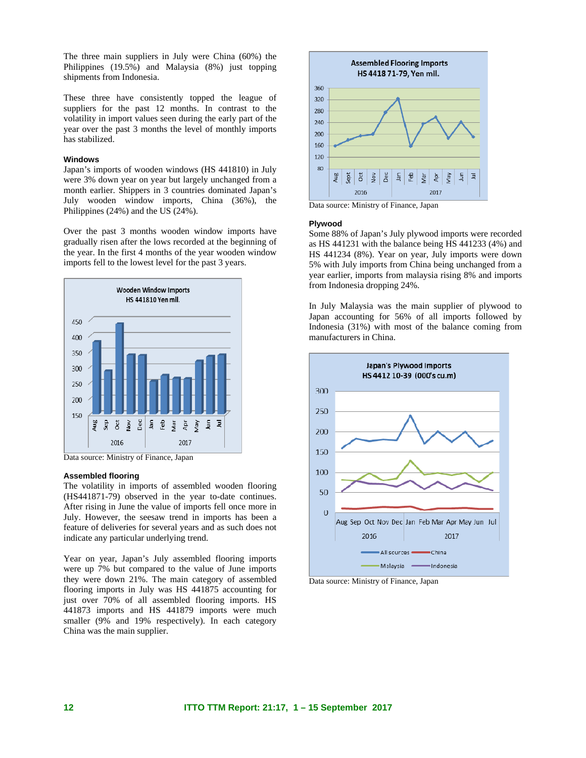The three main suppliers in July were China (60%) the Philippines (19.5%) and Malaysia (8%) just topping shipments from Indonesia.

These three have consistently topped the league of suppliers for the past 12 months. In contrast to the volatility in import values seen during the early part of the year over the past 3 months the level of monthly imports has stabilized.

### Windows

Japan's imports of wooden windows (HS 441810) in July were 3% down year on year but largely unchanged from a month earlier. Shippers in 3 countries dominated Japan's July wooden window imports, China (36%), the Philippines (24%) and the US (24%).

Over the past 3 months wooden window imports have gradually risen after the lows recorded at the beginning of the year. In the first 4 months of the year wooden window imports fell to the lowest level for the past 3 years.

Data source: Ministry of Finance, Japan

### Assembled flooring

The volatility in imports of assembled wooden flooring (HS441871-79) observed in the year to-date continues. After rising in June the value of imports fell once more in July. However, the seesaw trend in imports has been a feature of deliveries for several years and as such does not indicate any particular underlying trend.

Year on year, Japan's July assembled flooring imports were up 7% but compared to the value of June imports they were down 21%. The main category of assembled flooring imports in July was HS 441875 accounting for just over 70% of all assembled flooring imports. HS 441873 imports and HS 441879 imports were much smaller (9% and 19% respectively). In each category China was the main supplier.

Data source: Ministry of Finance, Japan

### Plywood

Some 88% of Japan's July plywood imports were recorded as HS 441231 with the balance being HS 441233 (4%) and HS 441234 (8%). Year on year, July imports were down 5% with July imports from China being unchanged from a year earlier, imports from malaysia rising 8% and imports from Indonesia dropping 24%.

In July Malaysia was the main supplier of plywood to Japan accounting for 56% of all imports followed by Indonesia (31%) with most of the balance coming from manufacturers in China.

Data source: Ministry of Finance, Japan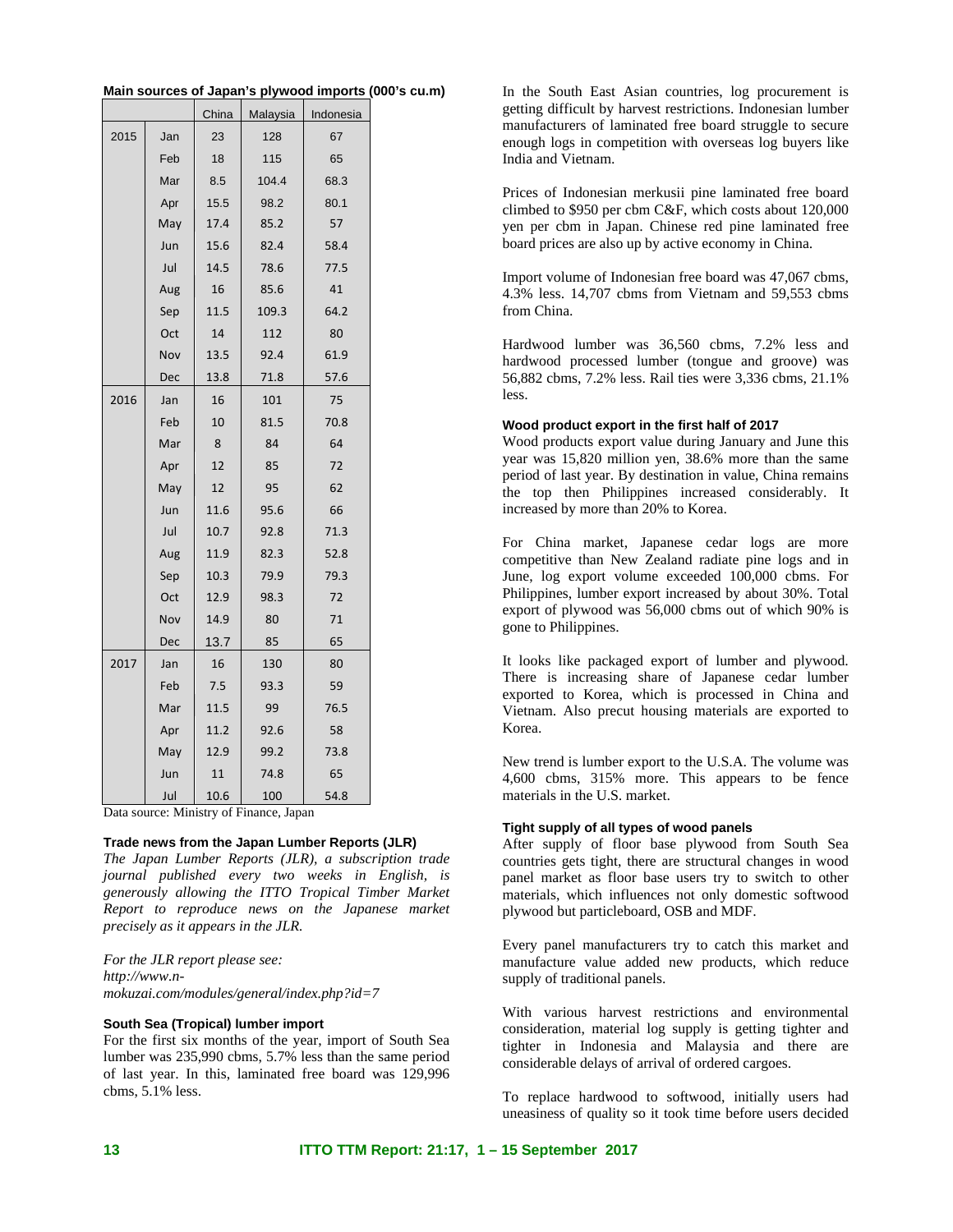**Main sources of Japan's plywood imports (000's cu.m)**

| | | China | Malaysia | Indonesia |
|---|---|---|---|---|
| 2015 | Jan | 23 | 128 | 67 |
| | Feb | 18 | 115 | 65 |
| | Mar | 8.5 | 104.4 | 68.3 |
| | Apr | 15.5 | 98.2 | 80.1 |
| | May | 17.4 | 85.2 | 57 |
| | Jun | 15.6 | 82.4 | 58.4 |
| | Jul | 14.5 | 78.6 | 77.5 |
| | Aug | 16 | 85.6 | 41 |
| | Sep | 11.5 | 109.3 | 64.2 |
| | Oct | 14 | 112 | 80 |
| | Nov | 13.5 | 92.4 | 61.9 |
| | Dec | 13.8 | 71.8 | 57.6 |
| 2016 | Jan | 16 | 101 | 75 |
| | Feb | 10 | 81.5 | 70.8 |
| | Mar | 8 | 84 | 64 |
| | Apr | 12 | 85 | 72 |
| | May | 12 | 95 | 62 |
| | Jun | 11.6 | 95.6 | 66 |
| | Jul | 10.7 | 92.8 | 71.3 |
| | Aug | 11.9 | 82.3 | 52.8 |
| | Sep | 10.3 | 79.9 | 79.3 |
| | Oct | 12.9 | 98.3 | 72 |
| | Nov | 14.9 | 80 | 71 |
| | Dec | 13.7 | 85 | 65 |
| 2017 | Jan | 16 | 130 | 80 |
| | Feb | 7.5 | 93.3 | 59 |
| | Mar | 11.5 | 99 | 76.5 |
| | Apr | 11.2 | 92.6 | 58 |
| | May | 12.9 | 99.2 | 73.8 |
| | Jun | 11 | 74.8 | 65 |
| | Jul | 10.6 | 100 | 54.8 |

Data source: Ministry of Finance, Japan

### Trade news from the Japan Lumber Reports (JLR)

*The Japan Lumber Reports (JLR), a subscription trade journal published every two weeks in English, is generously allowing the ITTO Tropical Timber Market Report to reproduce news on the Japanese market precisely as it appears in the JLR.*

*For the JLR report please see: http://www.n-mokuzai.com/modules/general/index.php?id=7*

### South Sea (Tropical) lumber import

For the first six months of the year, import of South Sea lumber was 235,990 cbms, 5.7% less than the same period of last year. In this, laminated free board was 129,996 cbms, 5.1% less.

In the South East Asian countries, log procurement is getting difficult by harvest restrictions. Indonesian lumber manufacturers of laminated free board struggle to secure enough logs in competition with overseas log buyers like India and Vietnam.

Prices of Indonesian merkusii pine laminated free board climbed to $950 per cbm C&F, which costs about 120,000 yen per cbm in Japan. Chinese red pine laminated free board prices are also up by active economy in China.

Import volume of Indonesian free board was 47,067 cbms, 4.3% less. 14,707 cbms from Vietnam and 59,553 cbms from China.

Hardwood lumber was 36,560 cbms, 7.2% less and hardwood processed lumber (tongue and groove) was 56,882 cbms, 7.2% less. Rail ties were 3,336 cbms, 21.1% less.

### Wood product export in the first half of 2017

Wood products export value during January and June this year was 15,820 million yen, 38.6% more than the same period of last year. By destination in value, China remains the top then Philippines increased considerably. It increased by more than 20% to Korea.

For China market, Japanese cedar logs are more competitive than New Zealand radiate pine logs and in June, log export volume exceeded 100,000 cbms. For Philippines, lumber export increased by about 30%. Total export of plywood was 56,000 cbms out of which 90% is gone to Philippines.

It looks like packaged export of lumber and plywood. There is increasing share of Japanese cedar lumber exported to Korea, which is processed in China and Vietnam. Also precut housing materials are exported to Korea.

New trend is lumber export to the U.S.A. The volume was 4,600 cbms, 315% more. This appears to be fence materials in the U.S. market.

### Tight supply of all types of wood panels

After supply of floor base plywood from South Sea countries gets tight, there are structural changes in wood panel market as floor base users try to switch to other materials, which influences not only domestic softwood plywood but particleboard, OSB and MDF.

Every panel manufacturers try to catch this market and manufacture value added new products, which reduce supply of traditional panels.

With various harvest restrictions and environmental consideration, material log supply is getting tighter and tighter in Indonesia and Malaysia and there are considerable delays of arrival of ordered cargoes.

To replace hardwood to softwood, initially users had uneasiness of quality so it took time before users decided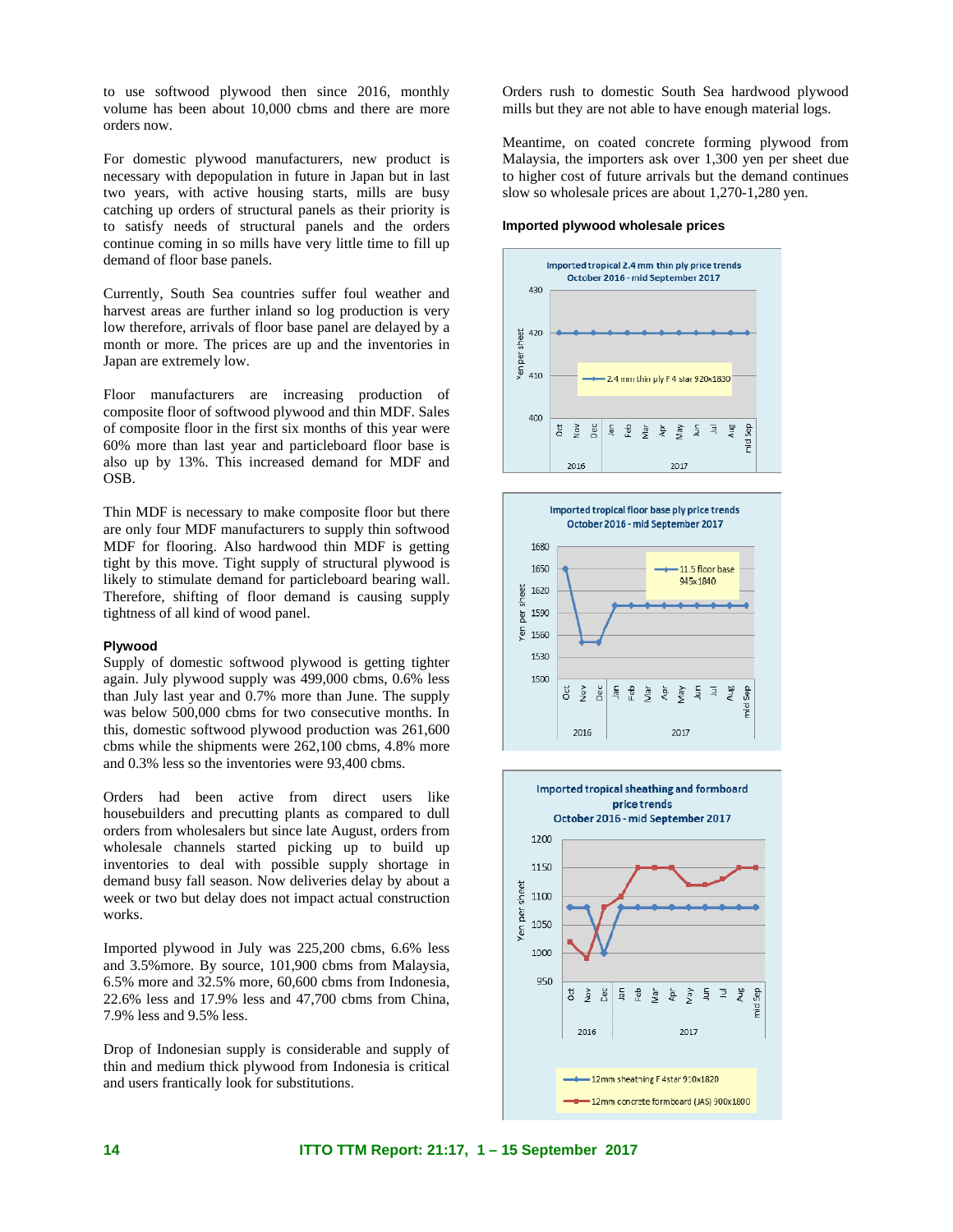to use softwood plywood then since 2016, monthly volume has been about 10,000 cbms and there are more orders now.

For domestic plywood manufacturers, new product is necessary with depopulation in future in Japan but in last two years, with active housing starts, mills are busy catching up orders of structural panels as their priority is to satisfy needs of structural panels and the orders continue coming in so mills have very little time to fill up demand of floor base panels.

Currently, South Sea countries suffer foul weather and harvest areas are further inland so log production is very low therefore, arrivals of floor base panel are delayed by a month or more. The prices are up and the inventories in Japan are extremely low.

Floor manufacturers are increasing production of composite floor of softwood plywood and thin MDF. Sales of composite floor in the first six months of this year were 60% more than last year and particleboard floor base is also up by 13%. This increased demand for MDF and OSB.

Thin MDF is necessary to make composite floor but there are only four MDF manufacturers to supply thin softwood MDF for flooring. Also hardwood thin MDF is getting tight by this move. Tight supply of structural plywood is likely to stimulate demand for particleboard bearing wall. Therefore, shifting of floor demand is causing supply tightness of all kind of wood panel.

**Plywood**

Supply of domestic softwood plywood is getting tighter again. July plywood supply was 499,000 cbms, 0.6% less than July last year and 0.7% more than June. The supply was below 500,000 cbms for two consecutive months. In this, domestic softwood plywood production was 261,600 cbms while the shipments were 262,100 cbms, 4.8% more and 0.3% less so the inventories were 93,400 cbms.

Orders had been active from direct users like housebuilders and precutting plants as compared to dull orders from wholesalers but since late August, orders from wholesale channels started picking up to build up inventories to deal with possible supply shortage in demand busy fall season. Now deliveries delay by about a week or two but delay does not impact actual construction works.

Imported plywood in July was 225,200 cbms, 6.6% less and 3.5%more. By source, 101,900 cbms from Malaysia, 6.5% more and 32.5% more, 60,600 cbms from Indonesia, 22.6% less and 17.9% less and 47,700 cbms from China, 7.9% less and 9.5% less.

Drop of Indonesian supply is considerable and supply of thin and medium thick plywood from Indonesia is critical and users frantically look for substitutions.

Orders rush to domestic South Sea hardwood plywood mills but they are not able to have enough material logs.

Meantime, on coated concrete forming plywood from Malaysia, the importers ask over 1,300 yen per sheet due to higher cost of future arrivals but the demand continues slow so wholesale prices are about 1,270-1,280 yen.

**Imported plywood wholesale prices**

Imported tropical 2.4 mm thin ply price trends
October 2016 - mid September 2017

Imported tropical floor base ply price trends
October 2016 - mid September 2017

Imported tropical sheathing and formboard price trends
October 2016 - mid September 2017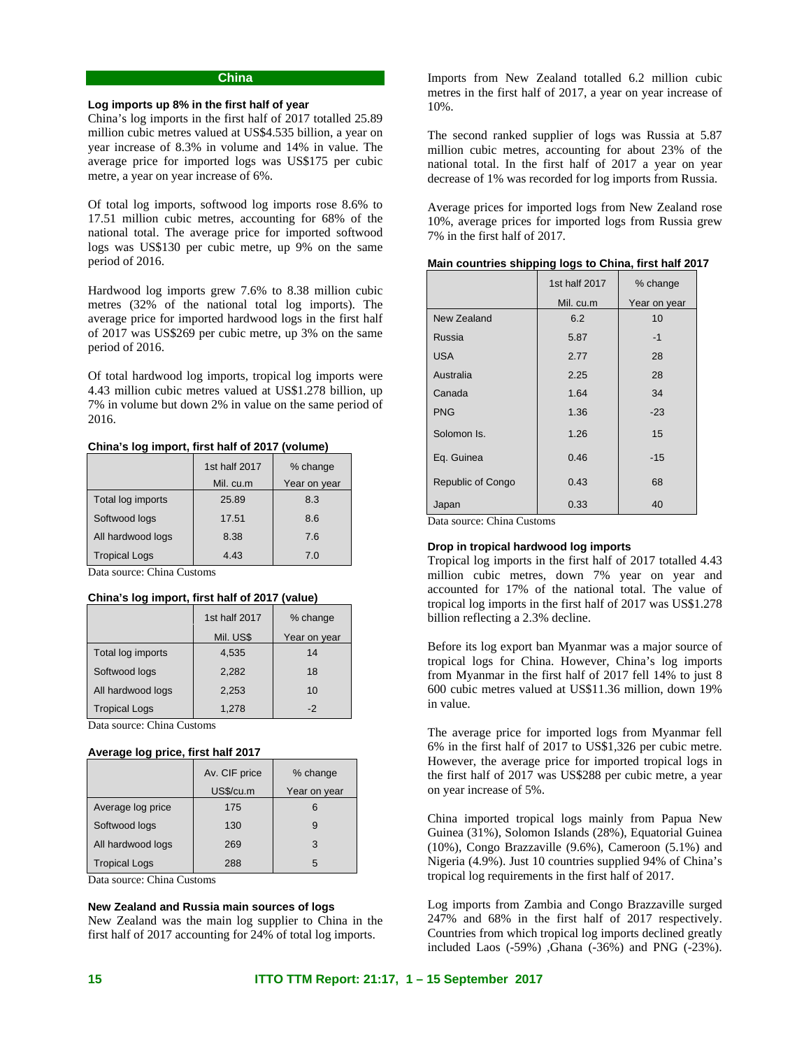## China

### Log imports up 8% in the first half of year

China's log imports in the first half of 2017 totalled 25.89 million cubic metres valued at US$4.535 billion, a year on year increase of 8.3% in volume and 14% in value. The average price for imported logs was US$175 per cubic metre, a year on year increase of 6%.

Of total log imports, softwood log imports rose 8.6% to 17.51 million cubic metres, accounting for 68% of the national total. The average price for imported softwood logs was US$130 per cubic metre, up 9% on the same period of 2016.

Hardwood log imports grew 7.6% to 8.38 million cubic metres (32% of the national total log imports). The average price for imported hardwood logs in the first half of 2017 was US$269 per cubic metre, up 3% on the same period of 2016.

Of total hardwood log imports, tropical log imports were 4.43 million cubic metres valued at US$1.278 billion, up 7% in volume but down 2% in value on the same period of 2016.

**China's log import, first half of 2017 (volume)**

| | 1st half 2017 Mil. cu.m | % change Year on year |
|---|---|---|
| Total log imports | 25.89 | 8.3 |
| Softwood logs | 17.51 | 8.6 |
| All hardwood logs | 8.38 | 7.6 |
| Tropical Logs | 4.43 | 7.0 |

Data source: China Customs

**China's log import, first half of 2017 (value)**

| | 1st half 2017 Mil. US$ | % change Year on year |
|---|---|---|
| Total log imports | 4,535 | 14 |
| Softwood logs | 2,282 | 18 |
| All hardwood logs | 2,253 | 10 |
| Tropical Logs | 1,278 | -2 |

Data source: China Customs

**Average log price, first half 2017**

| | Av. CIF price US$/cu.m | % change Year on year |
|---|---|---|
| Average log price | 175 | 6 |
| Softwood logs | 130 | 9 |
| All hardwood logs | 269 | 3 |
| Tropical Logs | 288 | 5 |

Data source: China Customs

### New Zealand and Russia main sources of logs

New Zealand was the main log supplier to China in the first half of 2017 accounting for 24% of total log imports.

Imports from New Zealand totalled 6.2 million cubic metres in the first half of 2017, a year on year increase of 10%.

The second ranked supplier of logs was Russia at 5.87 million cubic metres, accounting for about 23% of the national total. In the first half of 2017 a year on year decrease of 1% was recorded for log imports from Russia.

Average prices for imported logs from New Zealand rose 10%, average prices for imported logs from Russia grew 7% in the first half of 2017.

**Main countries shipping logs to China, first half 2017**

| | 1st half 2017 Mil. cu.m | % change Year on year |
|---|---|---|
| New Zealand | 6.2 | 10 |
| Russia | 5.87 | -1 |
| USA | 2.77 | 28 |
| Australia | 2.25 | 28 |
| Canada | 1.64 | 34 |
| PNG | 1.36 | -23 |
| Solomon Is. | 1.26 | 15 |
| Eq. Guinea | 0.46 | -15 |
| Republic of Congo | 0.43 | 68 |
| Japan | 0.33 | 40 |

Data source: China Customs

### Drop in tropical hardwood log imports

Tropical log imports in the first half of 2017 totalled 4.43 million cubic metres, down 7% year on year and accounted for 17% of the national total. The value of tropical log imports in the first half of 2017 was US$1.278 billion reflecting a 2.3% decline.

Before its log export ban Myanmar was a major source of tropical logs for China. However, China's log imports from Myanmar in the first half of 2017 fell 14% to just 8 600 cubic metres valued at US$11.36 million, down 19% in value.

The average price for imported logs from Myanmar fell 6% in the first half of 2017 to US$1,326 per cubic metre. However, the average price for imported tropical logs in the first half of 2017 was US$288 per cubic metre, a year on year increase of 5%.

China imported tropical logs mainly from Papua New Guinea (31%), Solomon Islands (28%), Equatorial Guinea (10%), Congo Brazzaville (9.6%), Cameroon (5.1%) and Nigeria (4.9%). Just 10 countries supplied 94% of China's tropical log requirements in the first half of 2017.

Log imports from Zambia and Congo Brazzaville surged 247% and 68% in the first half of 2017 respectively. Countries from which tropical log imports declined greatly included Laos (-59%) ,Ghana (-36%) and PNG (-23%).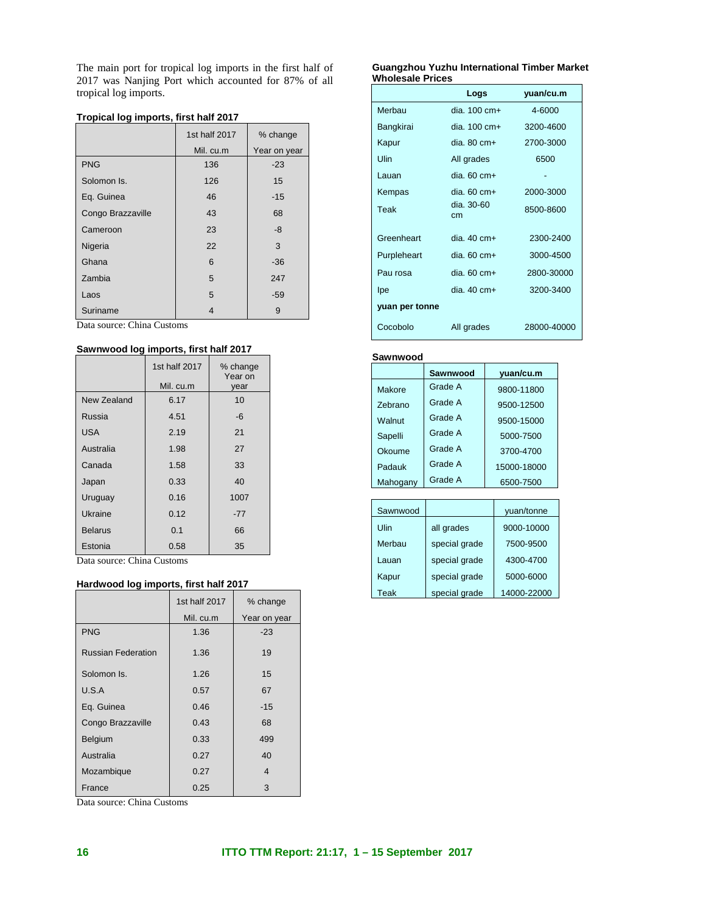The main port for tropical log imports in the first half of 2017 was Nanjing Port which accounted for 87% of all tropical log imports.

**Tropical log imports, first half 2017**

| | 1st half 2017 | % change |
|---|---|---|
| | Mil. cu.m | Year on year |
| PNG | 136 | -23 |
| Solomon Is. | 126 | 15 |
| Eq. Guinea | 46 | -15 |
| Congo Brazzaville | 43 | 68 |
| Cameroon | 23 | -8 |
| Nigeria | 22 | 3 |
| Ghana | 6 | -36 |
| Zambia | 5 | 247 |
| Laos | 5 | -59 |
| Suriname | 4 | 9 |

Data source: China Customs

**Sawnwood log imports, first half 2017**

| | 1st half 2017 | % change Year on |
|---|---|---|
| | Mil. cu.m | year |
| New Zealand | 6.17 | 10 |
| Russia | 4.51 | -6 |
| USA | 2.19 | 21 |
| Australia | 1.98 | 27 |
| Canada | 1.58 | 33 |
| Japan | 0.33 | 40 |
| Uruguay | 0.16 | 1007 |
| Ukraine | 0.12 | -77 |
| Belarus | 0.1 | 66 |
| Estonia | 0.58 | 35 |

Data source: China Customs

**Hardwood log imports, first half 2017**

| | 1st half 2017 | % change |
|---|---|---|
| | Mil. cu.m | Year on year |
| PNG | 1.36 | -23 |
| Russian Federation | 1.36 | 19 |
| Solomon Is. | 1.26 | 15 |
| U.S.A | 0.57 | 67 |
| Eq. Guinea | 0.46 | -15 |
| Congo Brazzaville | 0.43 | 68 |
| Belgium | 0.33 | 499 |
| Australia | 0.27 | 40 |
| Mozambique | 0.27 | 4 |
| France | 0.25 | 3 |

Data source: China Customs

**Guangzhou Yuzhu International Timber Market Wholesale Prices**

| | Logs | yuan/cu.m |
|---|---|---|
| Merbau | dia. 100 cm+ | 4-6000 |
| Bangkirai | dia. 100 cm+ | 3200-4600 |
| Kapur | dia. 80 cm+ | 2700-3000 |
| Ulin | All grades | 6500 |
| Lauan | dia. 60 cm+ | - |
| Kempas | dia. 60 cm+ | 2000-3000 |
| Teak | dia. 30-60 cm | 8500-8600 |
| Greenheart | dia. 40 cm+ | 2300-2400 |
| Purpleheart | dia. 60 cm+ | 3000-4500 |
| Pau rosa | dia. 60 cm+ | 2800-30000 |
| Ipe | dia. 40 cm+ | 3200-3400 |
| **yuan per tonne** | | |
| Cocobolo | All grades | 28000-40000 |

**Sawnwood**

| | Sawnwood | yuan/cu.m |
|---|---|---|
| Makore | Grade A | 9800-11800 |
| Zebrano | Grade A | 9500-12500 |
| Walnut | Grade A | 9500-15000 |
| Sapelli | Grade A | 5000-7500 |
| Okoume | Grade A | 3700-4700 |
| Padauk | Grade A | 15000-18000 |
| Mahogany | Grade A | 6500-7500 |

| Sawnwood | | yuan/tonne |
|---|---|---|
| Ulin | all grades | 9000-10000 |
| Merbau | special grade | 7500-9500 |
| Lauan | special grade | 4300-4700 |
| Kapur | special grade | 5000-6000 |
| Teak | special grade | 14000-22000 |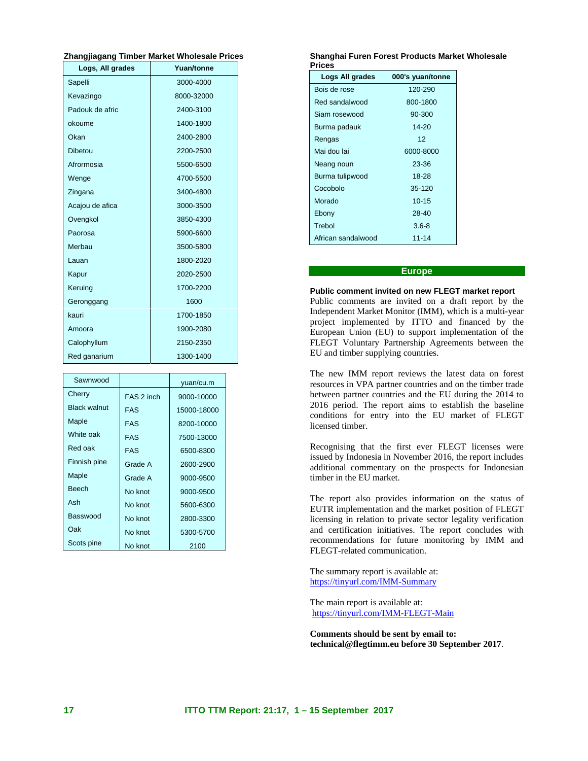**Zhangjiagang Timber Market Wholesale Prices**

| Logs, All grades | Yuan/tonne |
|---|---|
| Sapelli | 3000-4000 |
| Kevazingo | 8000-32000 |
| Padouk de afric | 2400-3100 |
| okoume | 1400-1800 |
| Okan | 2400-2800 |
| Dibetou | 2200-2500 |
| Afrormosia | 5500-6500 |
| Wenge | 4700-5500 |
| Zingana | 3400-4800 |
| Acajou de afica | 3000-3500 |
| Ovengkol | 3850-4300 |
| Paorosa | 5900-6600 |
| Merbau | 3500-5800 |
| Lauan | 1800-2020 |
| Kapur | 2020-2500 |
| Keruing | 1700-2200 |
| Geronggang | 1600 |
| kauri | 1700-1850 |
| Amoora | 1900-2080 |
| Calophyllum | 2150-2350 |
| Red ganarium | 1300-1400 |

| Sawnwood | | yuan/cu.m |
|---|---|---|
| Cherry | FAS 2 inch | 9000-10000 |
| Black walnut | FAS | 15000-18000 |
| Maple | FAS | 8200-10000 |
| White oak | FAS | 7500-13000 |
| Red oak | FAS | 6500-8300 |
| Finnish pine | Grade A | 2600-2900 |
| Maple | Grade A | 9000-9500 |
| Beech | No knot | 9000-9500 |
| Ash | No knot | 5600-6300 |
| Basswood | No knot | 2800-3300 |
| Oak | No knot | 5300-5700 |
| Scots pine | No knot | 2100 |

**Shanghai Furen Forest Products Market Wholesale Prices**

| Logs All grades | 000's yuan/tonne |
|---|---|
| Bois de rose | 120-290 |
| Red sandalwood | 800-1800 |
| Siam rosewood | 90-300 |
| Burma padauk | 14-20 |
| Rengas | 12 |
| Mai dou lai | 6000-8000 |
| Neang noun | 23-36 |
| Burma tulipwood | 18-28 |
| Cocobolo | 35-120 |
| Morado | 10-15 |
| Ebony | 28-40 |
| Trebol | 3.6-8 |
| African sandalwood | 11-14 |

## Europe

**Public comment invited on new FLEGT market report**

Public comments are invited on a draft report by the Independent Market Monitor (IMM), which is a multi-year project implemented by ITTO and financed by the European Union (EU) to support implementation of the FLEGT Voluntary Partnership Agreements between the EU and timber supplying countries.

The new IMM report reviews the latest data on forest resources in VPA partner countries and on the timber trade between partner countries and the EU during the 2014 to 2016 period. The report aims to establish the baseline conditions for entry into the EU market of FLEGT licensed timber.

Recognising that the first ever FLEGT licenses were issued by Indonesia in November 2016, the report includes additional commentary on the prospects for Indonesian timber in the EU market.

The report also provides information on the status of EUTR implementation and the market position of FLEGT licensing in relation to private sector legality verification and certification initiatives. The report concludes with recommendations for future monitoring by IMM and FLEGT-related communication.

The summary report is available at:
https://tinyurl.com/IMM-Summary

The main report is available at:
https://tinyurl.com/IMM-FLEGT-Main

**Comments should be sent by email to: technical@flegtimm.eu before 30 September 2017**.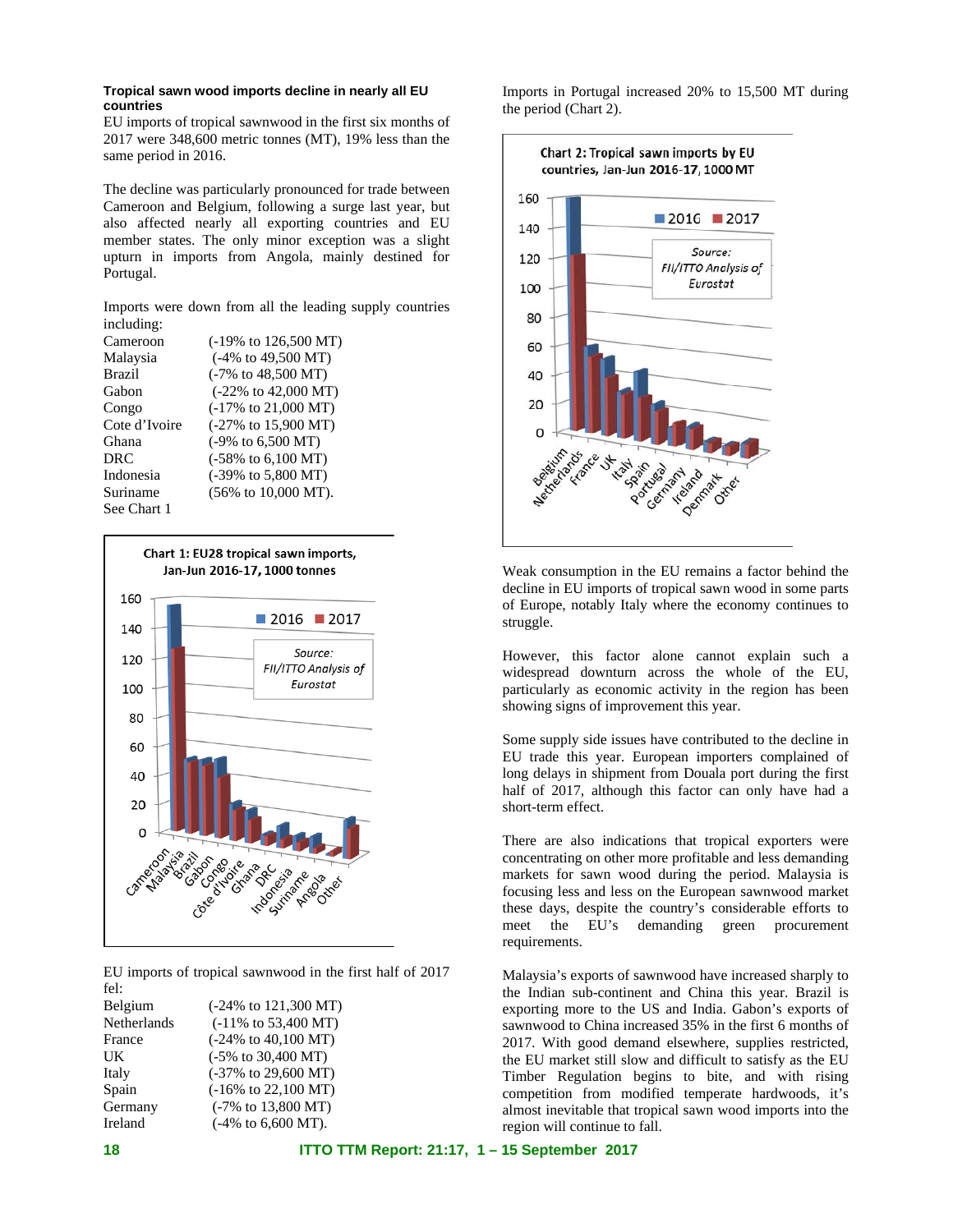### Tropical sawn wood imports decline in nearly all EU countries

EU imports of tropical sawnwood in the first six months of 2017 were 348,600 metric tonnes (MT), 19% less than the same period in 2016.

The decline was particularly pronounced for trade between Cameroon and Belgium, following a surge last year, but also affected nearly all exporting countries and EU member states. The only minor exception was a slight upturn in imports from Angola, mainly destined for Portugal.

Imports were down from all the leading supply countries including:

| | |
|---|---|
| Cameroon | (-19% to 126,500 MT) |
| Malaysia | (-4% to 49,500 MT) |
| Brazil | (-7% to 48,500 MT) |
| Gabon | (-22% to 42,000 MT) |
| Congo | (-17% to 21,000 MT) |
| Cote d'Ivoire | (-27% to 15,900 MT) |
| Ghana | (-9% to 6,500 MT) |
| DRC | (-58% to 6,100 MT) |
| Indonesia | (-39% to 5,800 MT) |
| Suriname | (56% to 10,000 MT). |

See Chart 1

**Chart 1: EU28 tropical sawn imports, Jan-Jun 2016-17, 1000 tonnes**

Source: FII/ITTO Analysis of Eurostat

EU imports of tropical sawnwood in the first half of 2017 fel:

| | |
|---|---|
| Belgium | (-24% to 121,300 MT) |
| Netherlands | (-11% to 53,400 MT) |
| France | (-24% to 40,100 MT) |
| UK | (-5% to 30,400 MT) |
| Italy | (-37% to 29,600 MT) |
| Spain | (-16% to 22,100 MT) |
| Germany | (-7% to 13,800 MT) |
| Ireland | (-4% to 6,600 MT). |

Imports in Portugal increased 20% to 15,500 MT during the period (Chart 2).

**Chart 2: Tropical sawn imports by EU countries, Jan-Jun 2016-17, 1000 MT**

Source: FII/ITTO Analysis of Eurostat

Weak consumption in the EU remains a factor behind the decline in EU imports of tropical sawn wood in some parts of Europe, notably Italy where the economy continues to struggle.

However, this factor alone cannot explain such a widespread downturn across the whole of the EU, particularly as economic activity in the region has been showing signs of improvement this year.

Some supply side issues have contributed to the decline in EU trade this year. European importers complained of long delays in shipment from Douala port during the first half of 2017, although this factor can only have had a short-term effect.

There are also indications that tropical exporters were concentrating on other more profitable and less demanding markets for sawn wood during the period. Malaysia is focusing less and less on the European sawnwood market these days, despite the country's considerable efforts to meet the EU's demanding green procurement requirements.

Malaysia's exports of sawnwood have increased sharply to the Indian sub-continent and China this year. Brazil is exporting more to the US and India. Gabon's exports of sawnwood to China increased 35% in the first 6 months of 2017. With good demand elsewhere, supplies restricted, the EU market still slow and difficult to satisfy as the EU Timber Regulation begins to bite, and with rising competition from modified temperate hardwoods, it's almost inevitable that tropical sawn wood imports into the region will continue to fall.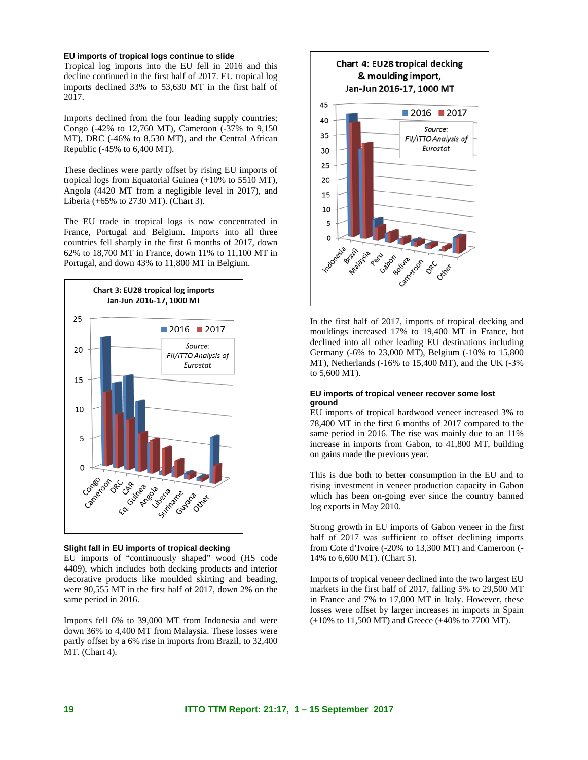### EU imports of tropical logs continue to slide

Tropical log imports into the EU fell in 2016 and this decline continued in the first half of 2017. EU tropical log imports declined 33% to 53,630 MT in the first half of 2017.

Imports declined from the four leading supply countries; Congo (-42% to 12,760 MT), Cameroon (-37% to 9,150 MT), DRC (-46% to 8,530 MT), and the Central African Republic (-45% to 6,400 MT).

These declines were partly offset by rising EU imports of tropical logs from Equatorial Guinea (+10% to 5510 MT), Angola (4420 MT from a negligible level in 2017), and Liberia (+65% to 2730 MT). (Chart 3).

The EU trade in tropical logs is now concentrated in France, Portugal and Belgium. Imports into all three countries fell sharply in the first 6 months of 2017, down 62% to 18,700 MT in France, down 11% to 11,100 MT in Portugal, and down 43% to 11,800 MT in Belgium.

**Chart 3: EU28 tropical log imports Jan-Jun 2016-17, 1000 MT**

*Source: FII/ITTO Analysis of Eurostat*

### Slight fall in EU imports of tropical decking

EU imports of "continuously shaped" wood (HS code 4409), which includes both decking products and interior decorative products like moulded skirting and beading, were 90,555 MT in the first half of 2017, down 2% on the same period in 2016.

Imports fell 6% to 39,000 MT from Indonesia and were down 36% to 4,400 MT from Malaysia. These losses were partly offset by a 6% rise in imports from Brazil, to 32,400 MT. (Chart 4).

**Chart 4: EU28 tropical decking & moulding import, Jan-Jun 2016-17, 1000 MT**

*Source: FII/ITTO Analysis of Eurostat*

In the first half of 2017, imports of tropical decking and mouldings increased 17% to 19,400 MT in France, but declined into all other leading EU destinations including Germany (-6% to 23,000 MT), Belgium (-10% to 15,800 MT), Netherlands (-16% to 15,400 MT), and the UK (-3% to 5,600 MT).

### EU imports of tropical veneer recover some lost ground

EU imports of tropical hardwood veneer increased 3% to 78,400 MT in the first 6 months of 2017 compared to the same period in 2016. The rise was mainly due to an 11% increase in imports from Gabon, to 41,800 MT, building on gains made the previous year.

This is due both to better consumption in the EU and to rising investment in veneer production capacity in Gabon which has been on-going ever since the country banned log exports in May 2010.

Strong growth in EU imports of Gabon veneer in the first half of 2017 was sufficient to offset declining imports from Cote d'Ivoire (-20% to 13,300 MT) and Cameroon (-14% to 6,600 MT). (Chart 5).

Imports of tropical veneer declined into the two largest EU markets in the first half of 2017, falling 5% to 29,500 MT in France and 7% to 17,000 MT in Italy. However, these losses were offset by larger increases in imports in Spain (+10% to 11,500 MT) and Greece (+40% to 7700 MT).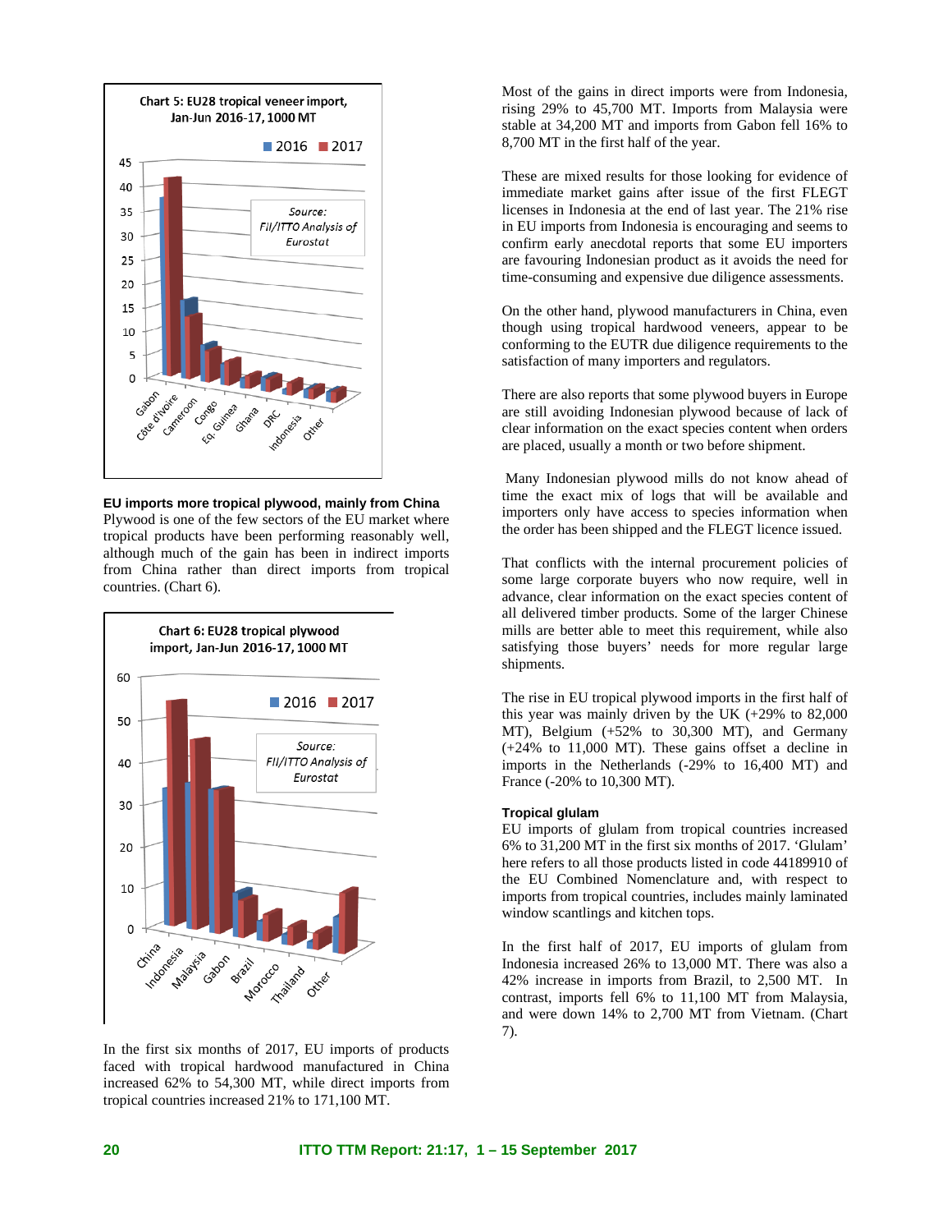**Chart 5: EU28 tropical veneer import, Jan-Jun 2016-17, 1000 MT**

Source: FII/ITTO Analysis of Eurostat

**EU imports more tropical plywood, mainly from China**

Plywood is one of the few sectors of the EU market where tropical products have been performing reasonably well, although much of the gain has been in indirect imports from China rather than direct imports from tropical countries. (Chart 6).

**Chart 6: EU28 tropical plywood import, Jan-Jun 2016-17, 1000 MT**

Source: FII/ITTO Analysis of Eurostat

In the first six months of 2017, EU imports of products faced with tropical hardwood manufactured in China increased 62% to 54,300 MT, while direct imports from tropical countries increased 21% to 171,100 MT.

Most of the gains in direct imports were from Indonesia, rising 29% to 45,700 MT. Imports from Malaysia were stable at 34,200 MT and imports from Gabon fell 16% to 8,700 MT in the first half of the year.

These are mixed results for those looking for evidence of immediate market gains after issue of the first FLEGT licenses in Indonesia at the end of last year. The 21% rise in EU imports from Indonesia is encouraging and seems to confirm early anecdotal reports that some EU importers are favouring Indonesian product as it avoids the need for time-consuming and expensive due diligence assessments.

On the other hand, plywood manufacturers in China, even though using tropical hardwood veneers, appear to be conforming to the EUTR due diligence requirements to the satisfaction of many importers and regulators.

There are also reports that some plywood buyers in Europe are still avoiding Indonesian plywood because of lack of clear information on the exact species content when orders are placed, usually a month or two before shipment.

Many Indonesian plywood mills do not know ahead of time the exact mix of logs that will be available and importers only have access to species information when the order has been shipped and the FLEGT licence issued.

That conflicts with the internal procurement policies of some large corporate buyers who now require, well in advance, clear information on the exact species content of all delivered timber products. Some of the larger Chinese mills are better able to meet this requirement, while also satisfying those buyers' needs for more regular large shipments.

The rise in EU tropical plywood imports in the first half of this year was mainly driven by the UK (+29% to 82,000 MT), Belgium (+52% to 30,300 MT), and Germany (+24% to 11,000 MT). These gains offset a decline in imports in the Netherlands (-29% to 16,400 MT) and France (-20% to 10,300 MT).

**Tropical glulam**

EU imports of glulam from tropical countries increased 6% to 31,200 MT in the first six months of 2017. 'Glulam' here refers to all those products listed in code 44189910 of the EU Combined Nomenclature and, with respect to imports from tropical countries, includes mainly laminated window scantlings and kitchen tops.

In the first half of 2017, EU imports of glulam from Indonesia increased 26% to 13,000 MT. There was also a 42% increase in imports from Brazil, to 2,500 MT. In contrast, imports fell 6% to 11,100 MT from Malaysia, and were down 14% to 2,700 MT from Vietnam. (Chart 7).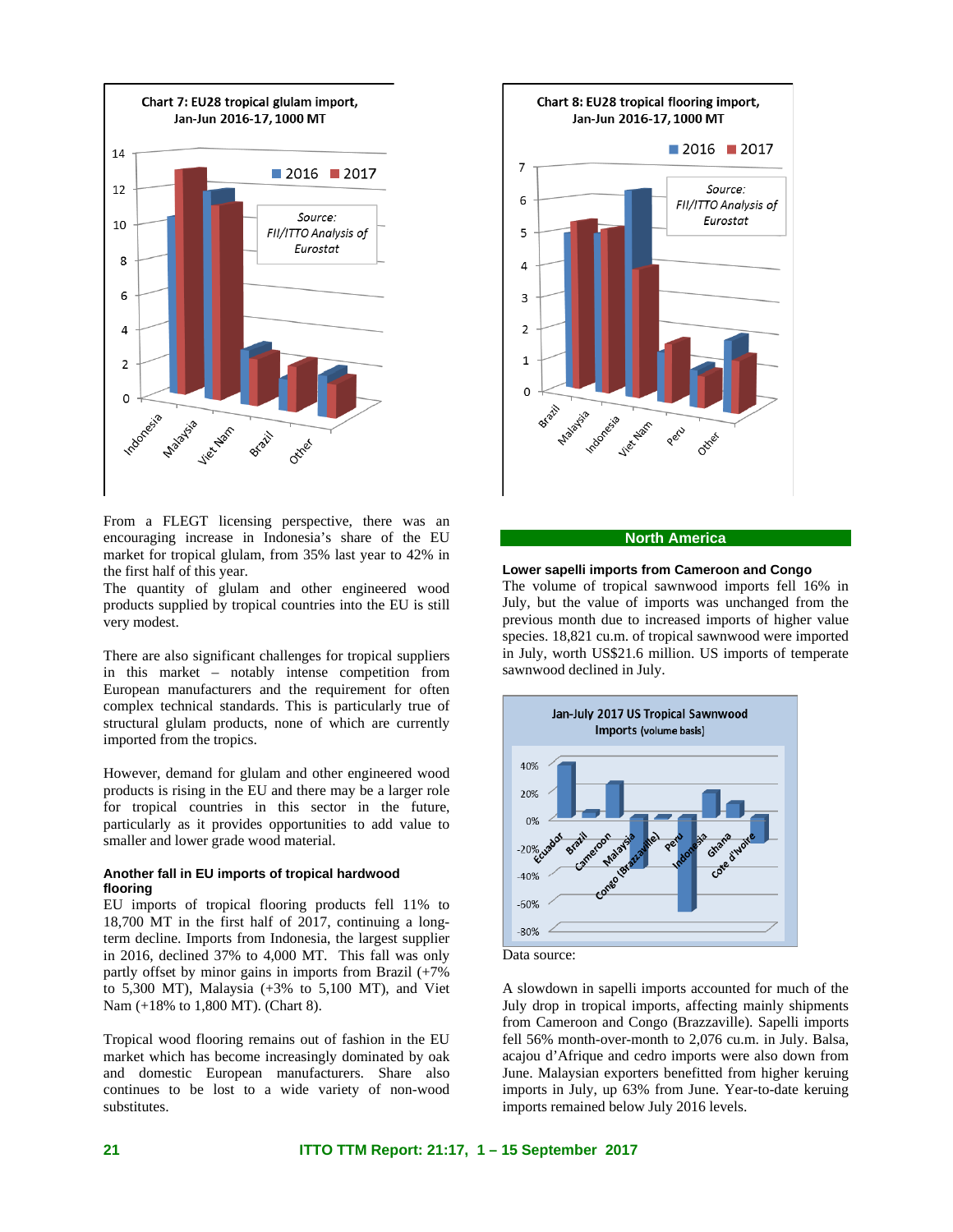**Chart 7: EU28 tropical glulam import, Jan-Jun 2016-17, 1000 MT**

Source: FII/ITTO Analysis of Eurostat

From a FLEGT licensing perspective, there was an encouraging increase in Indonesia's share of the EU market for tropical glulam, from 35% last year to 42% in the first half of this year.

The quantity of glulam and other engineered wood products supplied by tropical countries into the EU is still very modest.

There are also significant challenges for tropical suppliers in this market – notably intense competition from European manufacturers and the requirement for often complex technical standards. This is particularly true of structural glulam products, none of which are currently imported from the tropics.

However, demand for glulam and other engineered wood products is rising in the EU and there may be a larger role for tropical countries in this sector in the future, particularly as it provides opportunities to add value to smaller and lower grade wood material.

#### Another fall in EU imports of tropical hardwood flooring

EU imports of tropical flooring products fell 11% to 18,700 MT in the first half of 2017, continuing a long-term decline. Imports from Indonesia, the largest supplier in 2016, declined 37% to 4,000 MT. This fall was only partly offset by minor gains in imports from Brazil (+7% to 5,300 MT), Malaysia (+3% to 5,100 MT), and Viet Nam (+18% to 1,800 MT). (Chart 8).

Tropical wood flooring remains out of fashion in the EU market which has become increasingly dominated by oak and domestic European manufacturers. Share also continues to be lost to a wide variety of non-wood substitutes.

**Chart 8: EU28 tropical flooring import, Jan-Jun 2016-17, 1000 MT**

Source: FII/ITTO Analysis of Eurostat

## North America

#### Lower sapelli imports from Cameroon and Congo

The volume of tropical sawnwood imports fell 16% in July, but the value of imports was unchanged from the previous month due to increased imports of higher value species. 18,821 cu.m. of tropical sawnwood were imported in July, worth US$21.6 million. US imports of temperate sawnwood declined in July.

**Jan-July 2017 US Tropical Sawnwood Imports (volume basis)**

Data source:

A slowdown in sapelli imports accounted for much of the July drop in tropical imports, affecting mainly shipments from Cameroon and Congo (Brazzaville). Sapelli imports fell 56% month-over-month to 2,076 cu.m. in July. Balsa, acajou d'Afrique and cedro imports were also down from June. Malaysian exporters benefitted from higher keruing imports in July, up 63% from June. Year-to-date keruing imports remained below July 2016 levels.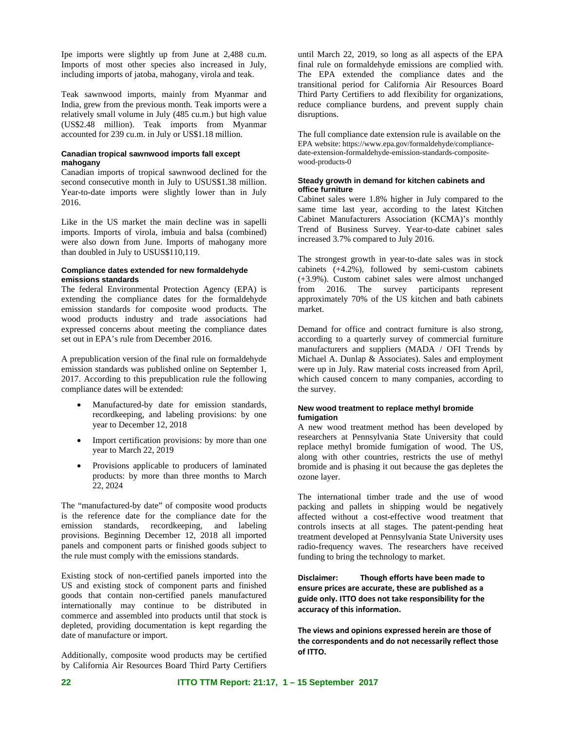Ipe imports were slightly up from June at 2,488 cu.m. Imports of most other species also increased in July, including imports of jatoba, mahogany, virola and teak.

Teak sawnwood imports, mainly from Myanmar and India, grew from the previous month. Teak imports were a relatively small volume in July (485 cu.m.) but high value (US$2.48 million). Teak imports from Myanmar accounted for 239 cu.m. in July or US$1.18 million.

#### Canadian tropical sawnwood imports fall except mahogany

Canadian imports of tropical sawnwood declined for the second consecutive month in July to USUS$1.38 million. Year-to-date imports were slightly lower than in July 2016.

Like in the US market the main decline was in sapelli imports. Imports of virola, imbuia and balsa (combined) were also down from June. Imports of mahogany more than doubled in July to USUS$110,119.

#### Compliance dates extended for new formaldehyde emissions standards

The federal Environmental Protection Agency (EPA) is extending the compliance dates for the formaldehyde emission standards for composite wood products. The wood products industry and trade associations had expressed concerns about meeting the compliance dates set out in EPA's rule from December 2016.

A prepublication version of the final rule on formaldehyde emission standards was published online on September 1, 2017. According to this prepublication rule the following compliance dates will be extended:

- Manufactured-by date for emission standards, recordkeeping, and labeling provisions: by one year to December 12, 2018
- Import certification provisions: by more than one year to March 22, 2019
- Provisions applicable to producers of laminated products: by more than three months to March 22, 2024

The "manufactured-by date" of composite wood products is the reference date for the compliance date for the emission standards, recordkeeping, and labeling provisions. Beginning December 12, 2018 all imported panels and component parts or finished goods subject to the rule must comply with the emissions standards.

Existing stock of non-certified panels imported into the US and existing stock of component parts and finished goods that contain non-certified panels manufactured internationally may continue to be distributed in commerce and assembled into products until that stock is depleted, providing documentation is kept regarding the date of manufacture or import.

Additionally, composite wood products may be certified by California Air Resources Board Third Party Certifiers until March 22, 2019, so long as all aspects of the EPA final rule on formaldehyde emissions are complied with. The EPA extended the compliance dates and the transitional period for California Air Resources Board Third Party Certifiers to add flexibility for organizations, reduce compliance burdens, and prevent supply chain disruptions.

The full compliance date extension rule is available on the EPA website: https://www.epa.gov/formaldehyde/compliance-date-extension-formaldehyde-emission-standards-composite-wood-products-0

#### Steady growth in demand for kitchen cabinets and office furniture

Cabinet sales were 1.8% higher in July compared to the same time last year, according to the latest Kitchen Cabinet Manufacturers Association (KCMA)'s monthly Trend of Business Survey. Year-to-date cabinet sales increased 3.7% compared to July 2016.

The strongest growth in year-to-date sales was in stock cabinets (+4.2%), followed by semi-custom cabinets (+3.9%). Custom cabinet sales were almost unchanged from 2016. The survey participants represent approximately 70% of the US kitchen and bath cabinets market.

Demand for office and contract furniture is also strong, according to a quarterly survey of commercial furniture manufacturers and suppliers (MADA / OFI Trends by Michael A. Dunlap & Associates). Sales and employment were up in July. Raw material costs increased from April, which caused concern to many companies, according to the survey.

#### New wood treatment to replace methyl bromide fumigation

A new wood treatment method has been developed by researchers at Pennsylvania State University that could replace methyl bromide fumigation of wood. The US, along with other countries, restricts the use of methyl bromide and is phasing it out because the gas depletes the ozone layer.

The international timber trade and the use of wood packing and pallets in shipping would be negatively affected without a cost-effective wood treatment that controls insects at all stages. The patent-pending heat treatment developed at Pennsylvania State University uses radio-frequency waves. The researchers have received funding to bring the technology to market.

**Disclaimer: Though efforts have been made to ensure prices are accurate, these are published as a guide only. ITTO does not take responsibility for the accuracy of this information.**

**The views and opinions expressed herein are those of the correspondents and do not necessarily reflect those of ITTO.**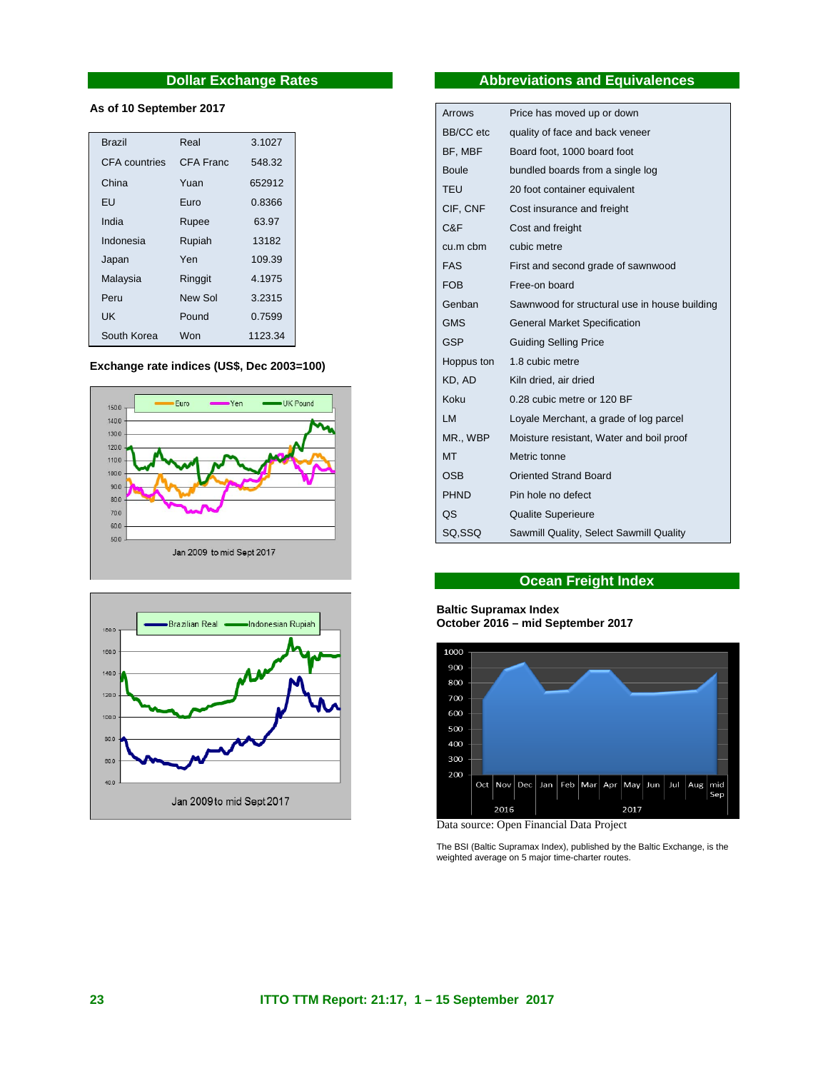## Dollar Exchange Rates

**As of 10 September 2017**

| | | |
|---|---|---|
| Brazil | Real | 3.1027 |
| CFA countries | CFA Franc | 548.32 |
| China | Yuan | 652912 |
| EU | Euro | 0.8366 |
| India | Rupee | 63.97 |
| Indonesia | Rupiah | 13182 |
| Japan | Yen | 109.39 |
| Malaysia | Ringgit | 4.1975 |
| Peru | New Sol | 3.2315 |
| UK | Pound | 0.7599 |
| South Korea | Won | 1123.34 |

**Exchange rate indices (US$, Dec 2003=100)**

Jan 2009 to mid Sept 2017

Jan 2009 to mid Sept 2017

## Abbreviations and Equivalences

| | |
|---|---|
| Arrows | Price has moved up or down |
| BB/CC etc | quality of face and back veneer |
| BF, MBF | Board foot, 1000 board foot |
| Boule | bundled boards from a single log |
| TEU | 20 foot container equivalent |
| CIF, CNF | Cost insurance and freight |
| C&F | Cost and freight |
| cu.m cbm | cubic metre |
| FAS | First and second grade of sawnwood |
| FOB | Free-on board |
| Genban | Sawnwood for structural use in house building |
| GMS | General Market Specification |
| GSP | Guiding Selling Price |
| Hoppus ton | 1.8 cubic metre |
| KD, AD | Kiln dried, air dried |
| Koku | 0.28 cubic metre or 120 BF |
| LM | Loyale Merchant, a grade of log parcel |
| MR., WBP | Moisture resistant, Water and boil proof |
| MT | Metric tonne |
| OSB | Oriented Strand Board |
| PHND | Pin hole no defect |
| QS | Qualite Superieure |
| SQ,SSQ | Sawmill Quality, Select Sawmill Quality |

## Ocean Freight Index

**Baltic Supramax Index**
**October 2016 – mid September 2017**

Data source: Open Financial Data Project

The BSI (Baltic Supramax Index), published by the Baltic Exchange, is the weighted average on 5 major time-charter routes.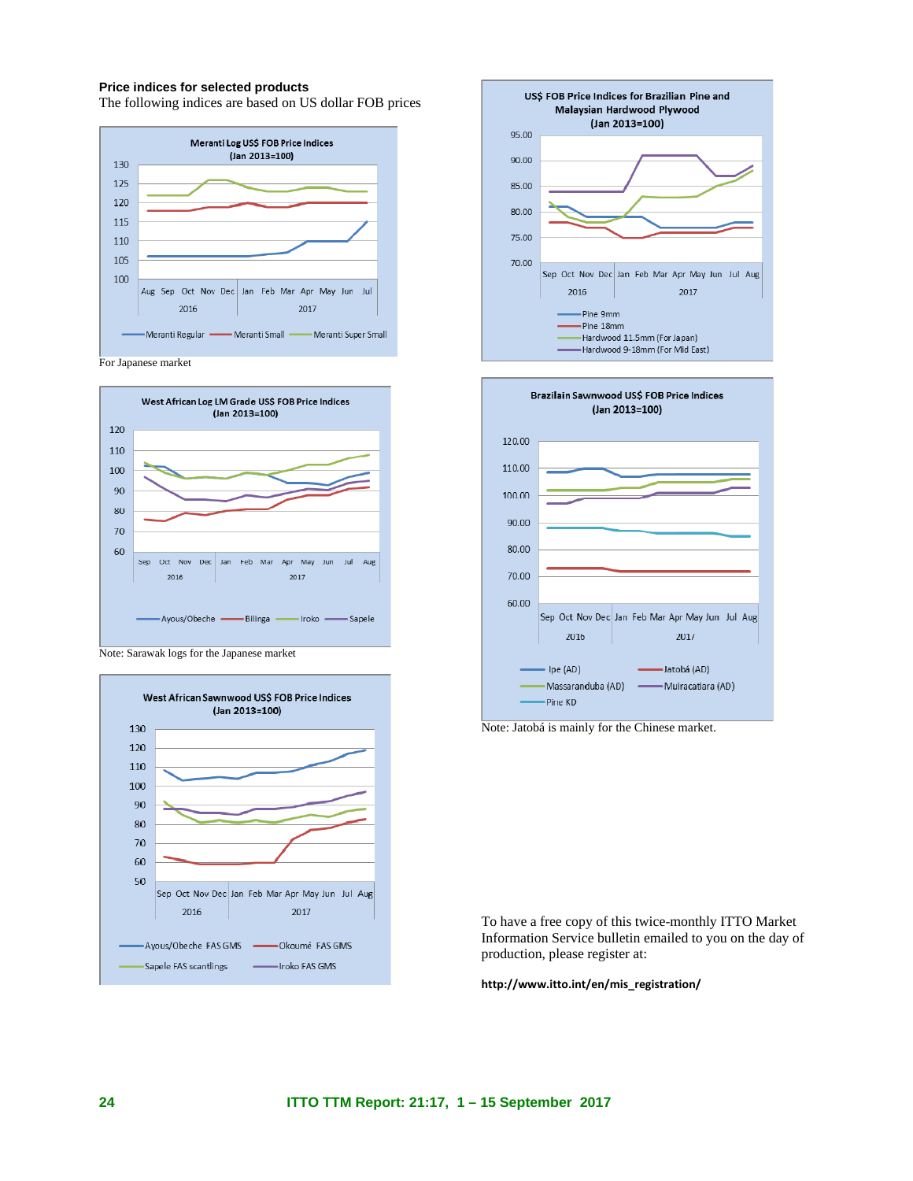**Price indices for selected products**

The following indices are based on US dollar FOB prices

**Meranti Log US$ FOB Price Indices**
**(Jan 2013=100)**

130
125
120
115
110
105
100

Aug Sep Oct Nov Dec Jan Feb Mar Apr May Jun Jul

2016 2017

Meranti Regular — Meranti Small — Meranti Super Small

For Japanese market

**West African Log LM Grade US$ FOB Price Indices**
**(Jan 2013=100)**

120
110
100
90
80
70
60

Sep Oct Nov Dec Jan Feb Mar Apr May Jun Jul Aug

2016 2017

Ayous/Obeche — Bilinga — Iroko — Sapele

Note: Sarawak logs for the Japanese market

**West African Sawnwood US$ FOB Price Indices**
**(Jan 2013=100)**

130
120
110
100
90
80
70
60
50

Sep Oct Nov Dec Jan Feb Mar Apr May Jun Jul Aug

2016 2017

Ayous/Obeche FAS GMS — Okoumé FAS GMS — Sapele FAS scantlings — Iroko FAS GMS

**US$ FOB Price Indices for Brazilian Pine and Malaysian Hardwood Plywood**
**(Jan 2013=100)**

95.00
90.00
85.00
80.00
75.00
70.00

Sep Oct Nov Dec Jan Feb Mar Apr May Jun Jul Aug

2016 2017

Pine 9mm
Pine 18mm
Hardwood 11.5mm (For Japan)
Hardwood 9-18mm (For Mid East)

**Brazilain Sawnwood US$ FOB Price Indices**
**(Jan 2013=100)**

120.00
110.00
100.00
90.00
80.00
70.00
60.00

Sep Oct Nov Dec Jan Feb Mar Apr May Jun Jul Aug

2016 2017

Ipe (AD) — Jatobá (AD) — Massaranduba (AD) — Muiracatiara (AD) — Pine KD

Note: Jatobá is mainly for the Chinese market.

To have a free copy of this twice-monthly ITTO Market Information Service bulletin emailed to you on the day of production, please register at:

**http://www.itto.int/en/mis_registration/**